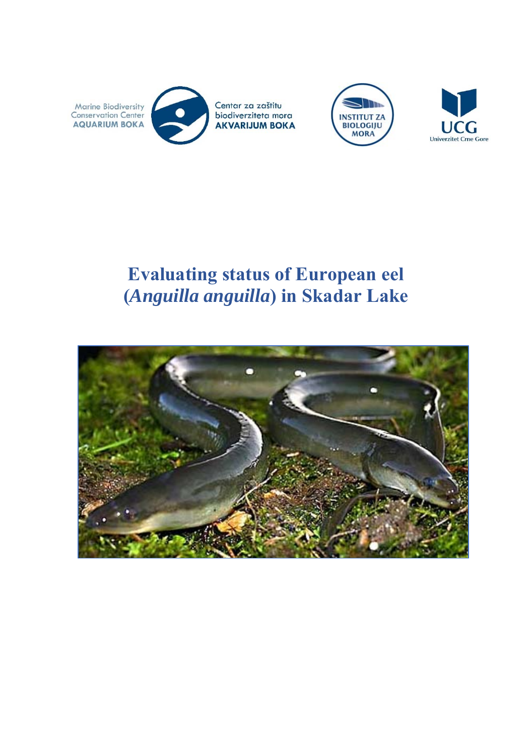Marine Biodiversity Conservation Center AQUARIUM BOKA

Centar za zaštitu biodiverziteta mora AKVARIJUM BOKA

INSTITUT ZA BIOLOGIJU MORA

UCG Univerzitet Crne Gore

# Evaluating status of European eel (*Anguilla anguilla*) in Skadar Lake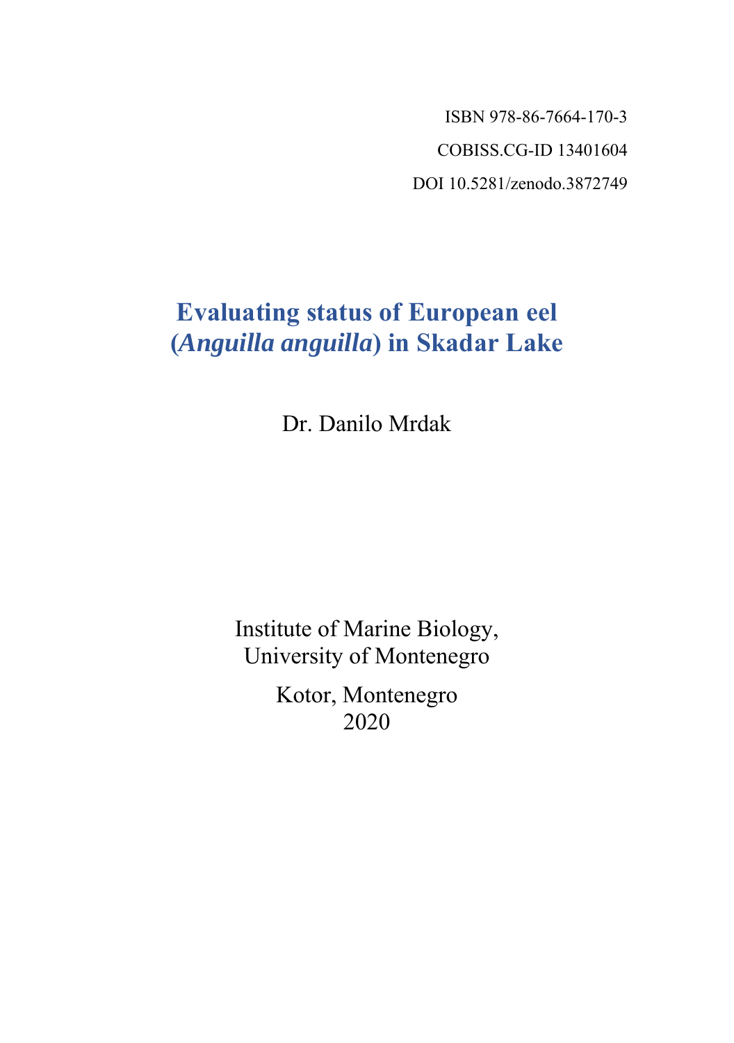ISBN 978-86-7664-170-3

COBISS.CG-ID 13401604

DOI 10.5281/zenodo.3872749

# Evaluating status of European eel (*Anguilla anguilla*) in Skadar Lake

Dr. Danilo Mrdak

Institute of Marine Biology,
University of Montenegro

Kotor, Montenegro
2020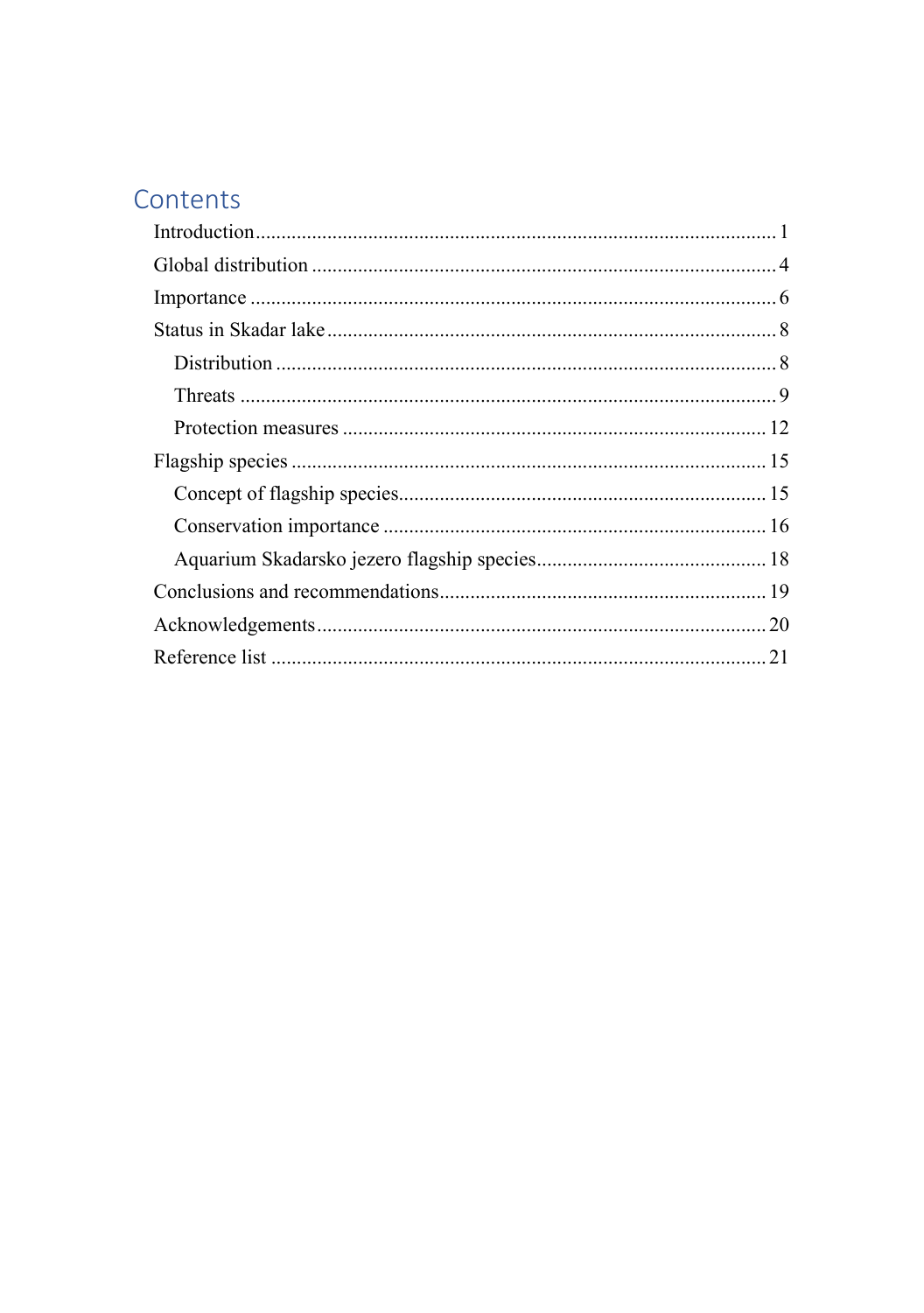# Contents

- Introduction ..... 1
- Global distribution ..... 4
- Importance ..... 6
- Status in Skadar lake ..... 8
  - Distribution ..... 8
  - Threats ..... 9
  - Protection measures ..... 12
- Flagship species ..... 15
  - Concept of flagship species ..... 15
  - Conservation importance ..... 16
  - Aquarium Skadarsko jezero flagship species ..... 18
- Conclusions and recommendations ..... 19
- Acknowledgements ..... 20
- Reference list ..... 21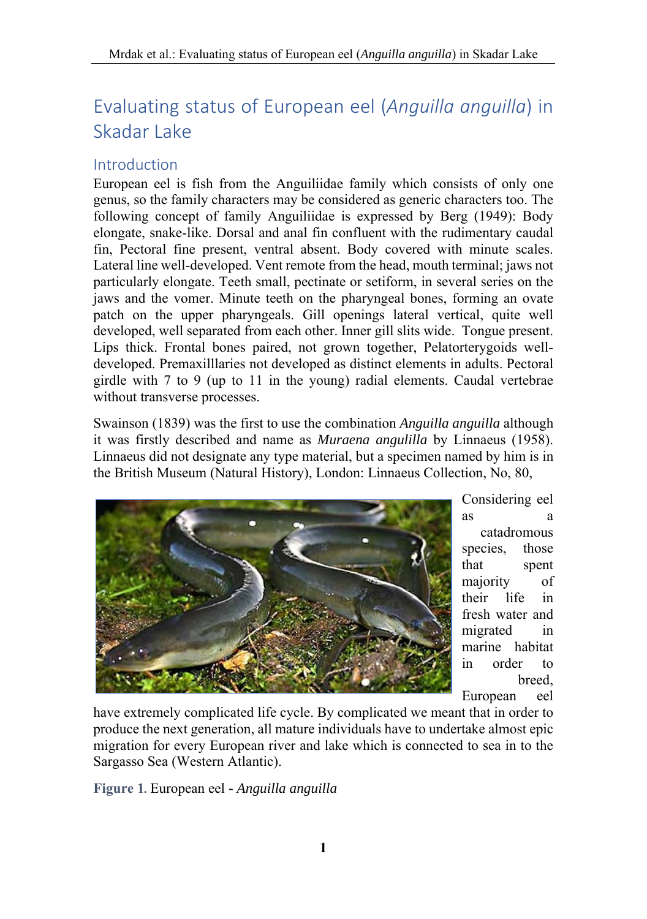# Evaluating status of European eel (*Anguilla anguilla*) in Skadar Lake

## Introduction

European eel is fish from the Anguiliidae family which consists of only one genus, so the family characters may be considered as generic characters too. The following concept of family Anguiliidae is expressed by Berg (1949): Body elongate, snake-like. Dorsal and anal fin confluent with the rudimentary caudal fin, Pectoral fine present, ventral absent. Body covered with minute scales. Lateral line well-developed. Vent remote from the head, mouth terminal; jaws not particularly elongate. Teeth small, pectinate or setiform, in several series on the jaws and the vomer. Minute teeth on the pharyngeal bones, forming an ovate patch on the upper pharyngeals. Gill openings lateral vertical, quite well developed, well separated from each other. Inner gill slits wide. Tongue present. Lips thick. Frontal bones paired, not grown together, Pelatorterygoids well-developed. Premaxilllaries not developed as distinct elements in adults. Pectoral girdle with 7 to 9 (up to 11 in the young) radial elements. Caudal vertebrae without transverse processes.

Swainson (1839) was the first to use the combination *Anguilla anguilla* although it was firstly described and name as *Muraena angulilla* by Linnaeus (1958). Linnaeus did not designate any type material, but a specimen named by him is in the British Museum (Natural History), London: Linnaeus Collection, No, 80,

Considering eel as a catadromous species, those that spent majority of their life in fresh water and migrated in marine habitat in order to breed, European eel have extremely complicated life cycle. By complicated we meant that in order to produce the next generation, all mature individuals have to undertake almost epic migration for every European river and lake which is connected to sea in to the Sargasso Sea (Western Atlantic).

**Figure 1.** European eel - *Anguilla anguilla*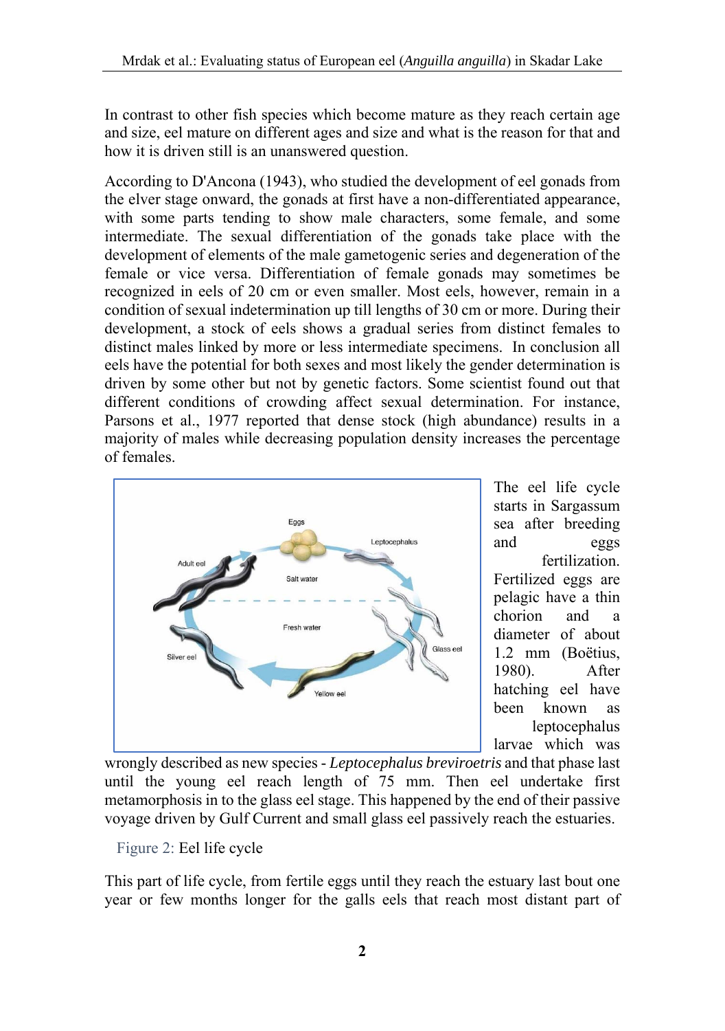In contrast to other fish species which become mature as they reach certain age and size, eel mature on different ages and size and what is the reason for that and how it is driven still is an unanswered question.

According to D'Ancona (1943), who studied the development of eel gonads from the elver stage onward, the gonads at first have a non-differentiated appearance, with some parts tending to show male characters, some female, and some intermediate. The sexual differentiation of the gonads take place with the development of elements of the male gametogenic series and degeneration of the female or vice versa. Differentiation of female gonads may sometimes be recognized in eels of 20 cm or even smaller. Most eels, however, remain in a condition of sexual indetermination up till lengths of 30 cm or more. During their development, a stock of eels shows a gradual series from distinct females to distinct males linked by more or less intermediate specimens. In conclusion all eels have the potential for both sexes and most likely the gender determination is driven by some other but not by genetic factors. Some scientist found out that different conditions of crowding affect sexual determination. For instance, Parsons et al., 1977 reported that dense stock (high abundance) results in a majority of males while decreasing population density increases the percentage of females.

The eel life cycle starts in Sargassum sea after breeding and eggs fertilization. Fertilized eggs are pelagic have a thin chorion and a diameter of about 1.2 mm (Boëtius, 1980). After hatching eel have been known as leptocephalus larvae which was wrongly described as new species - *Leptocephalus brevirostris* and that phase last until the young eel reach length of 75 mm. Then eel undertake first metamorphosis in to the glass eel stage. This happened by the end of their passive voyage driven by Gulf Current and small glass eel passively reach the estuaries.

Figure 2: Eel life cycle

This part of life cycle, from fertile eggs until they reach the estuary last bout one year or few months longer for the galls eels that reach most distant part of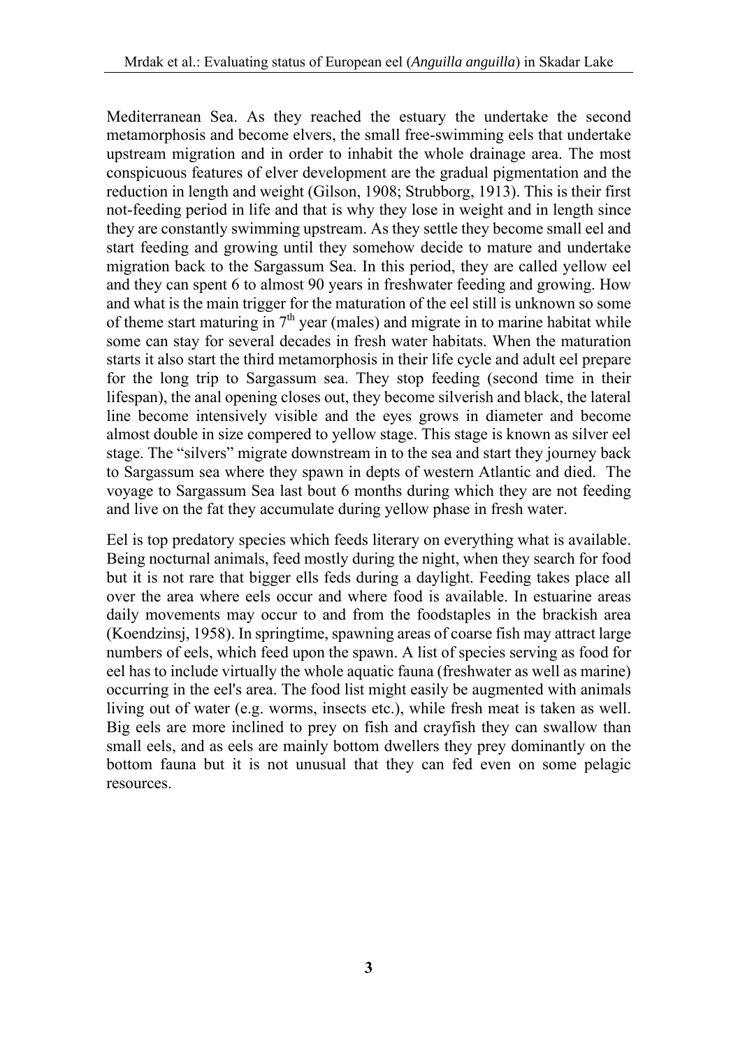Mediterranean Sea. As they reached the estuary the undertake the second metamorphosis and become elvers, the small free-swimming eels that undertake upstream migration and in order to inhabit the whole drainage area. The most conspicuous features of elver development are the gradual pigmentation and the reduction in length and weight (Gilson, 1908; Strubborg, 1913). This is their first not-feeding period in life and that is why they lose in weight and in length since they are constantly swimming upstream. As they settle they become small eel and start feeding and growing until they somehow decide to mature and undertake migration back to the Sargassum Sea. In this period, they are called yellow eel and they can spent 6 to almost 90 years in freshwater feeding and growing. How and what is the main trigger for the maturation of the eel still is unknown so some of theme start maturing in 7th year (males) and migrate in to marine habitat while some can stay for several decades in fresh water habitats. When the maturation starts it also start the third metamorphosis in their life cycle and adult eel prepare for the long trip to Sargassum sea. They stop feeding (second time in their lifespan), the anal opening closes out, they become silverish and black, the lateral line become intensively visible and the eyes grows in diameter and become almost double in size compered to yellow stage. This stage is known as silver eel stage. The "silvers" migrate downstream in to the sea and start they journey back to Sargassum sea where they spawn in depts of western Atlantic and died. The voyage to Sargassum Sea last bout 6 months during which they are not feeding and live on the fat they accumulate during yellow phase in fresh water.

Eel is top predatory species which feeds literary on everything what is available. Being nocturnal animals, feed mostly during the night, when they search for food but it is not rare that bigger ells feds during a daylight. Feeding takes place all over the area where eels occur and where food is available. In estuarine areas daily movements may occur to and from the foodstaples in the brackish area (Koendzinsj, 1958). In springtime, spawning areas of coarse fish may attract large numbers of eels, which feed upon the spawn. A list of species serving as food for eel has to include virtually the whole aquatic fauna (freshwater as well as marine) occurring in the eel's area. The food list might easily be augmented with animals living out of water (e.g. worms, insects etc.), while fresh meat is taken as well. Big eels are more inclined to prey on fish and crayfish they can swallow than small eels, and as eels are mainly bottom dwellers they prey dominantly on the bottom fauna but it is not unusual that they can fed even on some pelagic resources.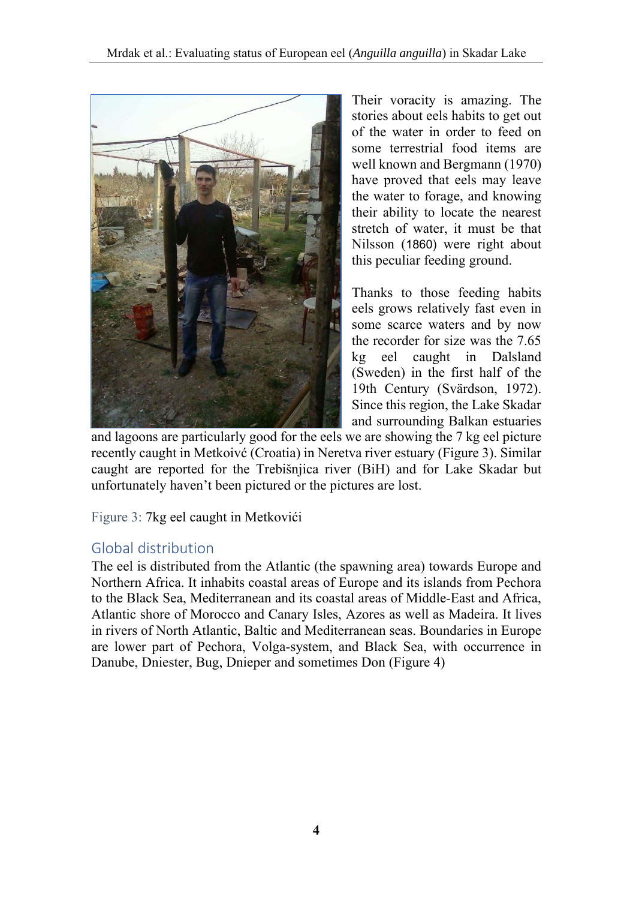Their voracity is amazing. The stories about eels habits to get out of the water in order to feed on some terrestrial food items are well known and Bergmann (1970) have proved that eels may leave the water to forage, and knowing their ability to locate the nearest stretch of water, it must be that Nilsson (1860) were right about this peculiar feeding ground.

Thanks to those feeding habits eels grows relatively fast even in some scarce waters and by now the recorder for size was the 7.65 kg eel caught in Dalsland (Sweden) in the first half of the 19th Century (Svärdson, 1972). Since this region, the Lake Skadar and surrounding Balkan estuaries and lagoons are particularly good for the eels we are showing the 7 kg eel picture recently caught in Metkoivć (Croatia) in Neretva river estuary (Figure 3). Similar caught are reported for the Trebišnjica river (BiH) and for Lake Skadar but unfortunately haven't been pictured or the pictures are lost.

Figure 3: 7kg eel caught in Metkovići

## Global distribution

The eel is distributed from the Atlantic (the spawning area) towards Europe and Northern Africa. It inhabits coastal areas of Europe and its islands from Pechora to the Black Sea, Mediterranean and its coastal areas of Middle-East and Africa, Atlantic shore of Morocco and Canary Isles, Azores as well as Madeira. It lives in rivers of North Atlantic, Baltic and Mediterranean seas. Boundaries in Europe are lower part of Pechora, Volga-system, and Black Sea, with occurrence in Danube, Dniester, Bug, Dnieper and sometimes Don (Figure 4)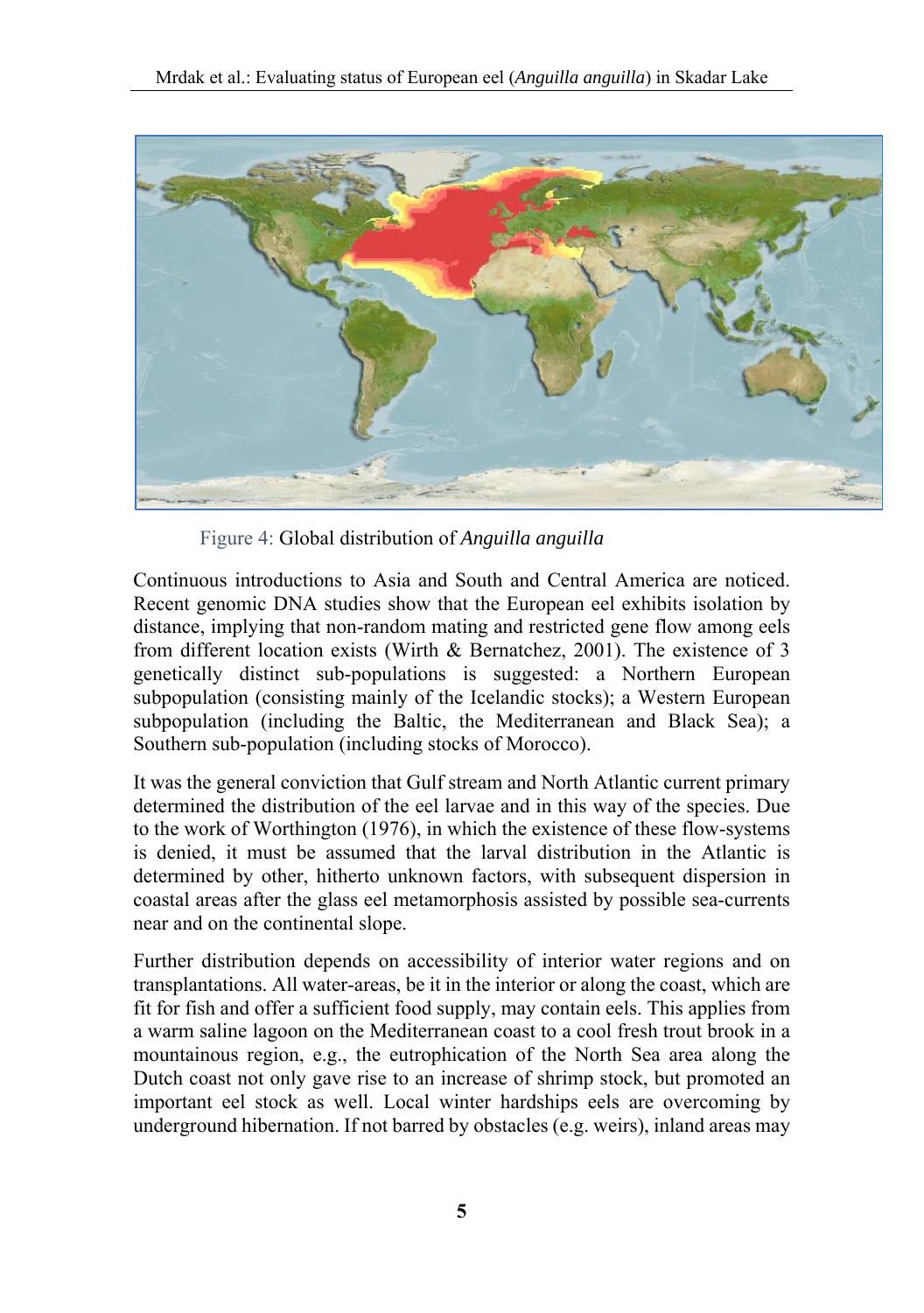Figure 4: Global distribution of *Anguilla anguilla*

Continuous introductions to Asia and South and Central America are noticed. Recent genomic DNA studies show that the European eel exhibits isolation by distance, implying that non-random mating and restricted gene flow among eels from different location exists (Wirth & Bernatchez, 2001). The existence of 3 genetically distinct sub-populations is suggested: a Northern European subpopulation (consisting mainly of the Icelandic stocks); a Western European subpopulation (including the Baltic, the Mediterranean and Black Sea); a Southern sub-population (including stocks of Morocco).

It was the general conviction that Gulf stream and North Atlantic current primary determined the distribution of the eel larvae and in this way of the species. Due to the work of Worthington (1976), in which the existence of these flow-systems is denied, it must be assumed that the larval distribution in the Atlantic is determined by other, hitherto unknown factors, with subsequent dispersion in coastal areas after the glass eel metamorphosis assisted by possible sea-currents near and on the continental slope.

Further distribution depends on accessibility of interior water regions and on transplantations. All water-areas, be it in the interior or along the coast, which are fit for fish and offer a sufficient food supply, may contain eels. This applies from a warm saline lagoon on the Mediterranean coast to a cool fresh trout brook in a mountainous region, e.g., the eutrophication of the North Sea area along the Dutch coast not only gave rise to an increase of shrimp stock, but promoted an important eel stock as well. Local winter hardships eels are overcoming by underground hibernation. If not barred by obstacles (e.g. weirs), inland areas may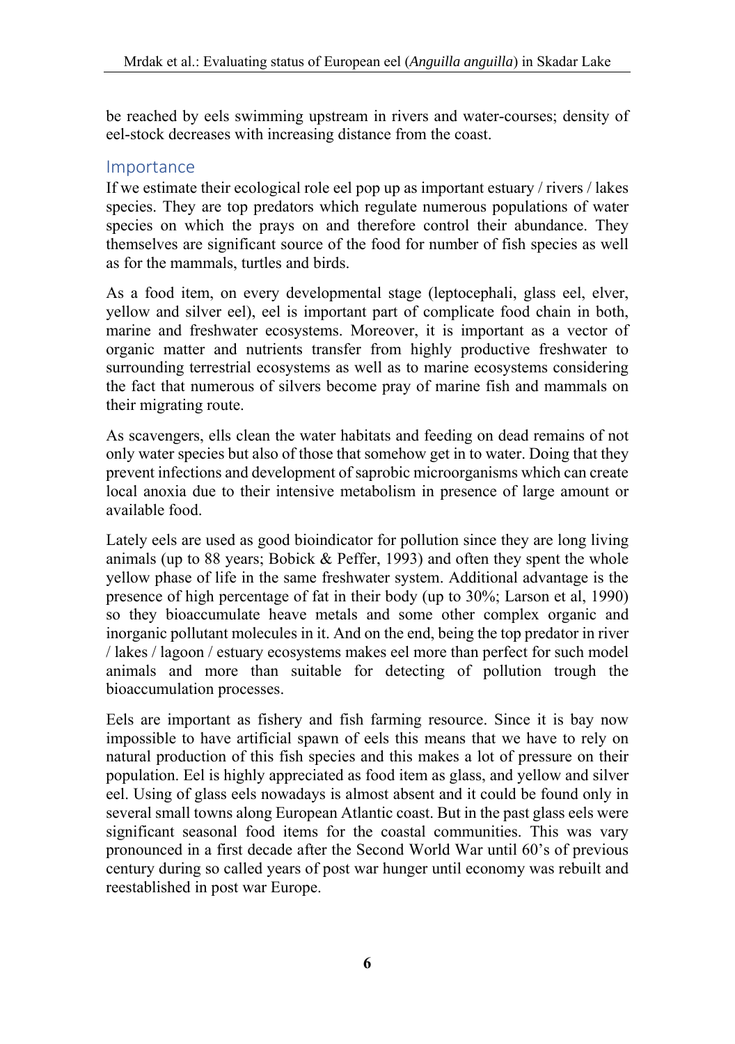be reached by eels swimming upstream in rivers and water-courses; density of eel-stock decreases with increasing distance from the coast.

## Importance

If we estimate their ecological role eel pop up as important estuary / rivers / lakes species. They are top predators which regulate numerous populations of water species on which the prays on and therefore control their abundance. They themselves are significant source of the food for number of fish species as well as for the mammals, turtles and birds.

As a food item, on every developmental stage (leptocephali, glass eel, elver, yellow and silver eel), eel is important part of complicate food chain in both, marine and freshwater ecosystems. Moreover, it is important as a vector of organic matter and nutrients transfer from highly productive freshwater to surrounding terrestrial ecosystems as well as to marine ecosystems considering the fact that numerous of silvers become pray of marine fish and mammals on their migrating route.

As scavengers, ells clean the water habitats and feeding on dead remains of not only water species but also of those that somehow get in to water. Doing that they prevent infections and development of saprobic microorganisms which can create local anoxia due to their intensive metabolism in presence of large amount or available food.

Lately eels are used as good bioindicator for pollution since they are long living animals (up to 88 years; Bobick & Peffer, 1993) and often they spent the whole yellow phase of life in the same freshwater system. Additional advantage is the presence of high percentage of fat in their body (up to 30%; Larson et al, 1990) so they bioaccumulate heave metals and some other complex organic and inorganic pollutant molecules in it. And on the end, being the top predator in river / lakes / lagoon / estuary ecosystems makes eel more than perfect for such model animals and more than suitable for detecting of pollution trough the bioaccumulation processes.

Eels are important as fishery and fish farming resource. Since it is bay now impossible to have artificial spawn of eels this means that we have to rely on natural production of this fish species and this makes a lot of pressure on their population. Eel is highly appreciated as food item as glass, and yellow and silver eel. Using of glass eels nowadays is almost absent and it could be found only in several small towns along European Atlantic coast. But in the past glass eels were significant seasonal food items for the coastal communities. This was vary pronounced in a first decade after the Second World War until 60's of previous century during so called years of post war hunger until economy was rebuilt and reestablished in post war Europe.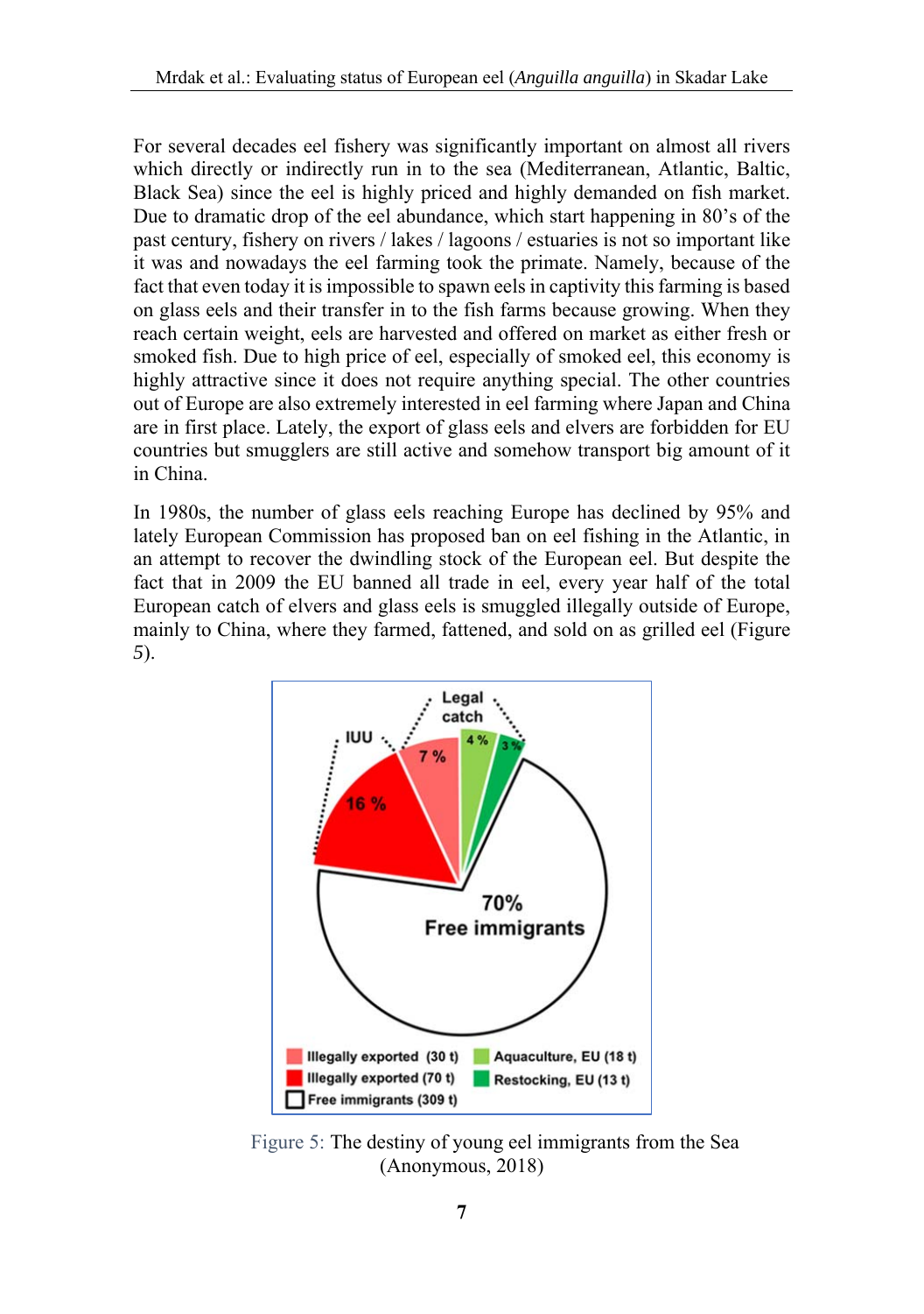For several decades eel fishery was significantly important on almost all rivers which directly or indirectly run in to the sea (Mediterranean, Atlantic, Baltic, Black Sea) since the eel is highly priced and highly demanded on fish market. Due to dramatic drop of the eel abundance, which start happening in 80's of the past century, fishery on rivers / lakes / lagoons / estuaries is not so important like it was and nowadays the eel farming took the primate. Namely, because of the fact that even today it is impossible to spawn eels in captivity this farming is based on glass eels and their transfer in to the fish farms because growing. When they reach certain weight, eels are harvested and offered on market as either fresh or smoked fish. Due to high price of eel, especially of smoked eel, this economy is highly attractive since it does not require anything special. The other countries out of Europe are also extremely interested in eel farming where Japan and China are in first place. Lately, the export of glass eels and elvers are forbidden for EU countries but smugglers are still active and somehow transport big amount of it in China.

In 1980s, the number of glass eels reaching Europe has declined by 95% and lately European Commission has proposed ban on eel fishing in the Atlantic, in an attempt to recover the dwindling stock of the European eel. But despite the fact that in 2009 the EU banned all trade in eel, every year half of the total European catch of elvers and glass eels is smuggled illegally outside of Europe, mainly to China, where they farmed, fattened, and sold on as grilled eel (Figure *5*).

Figure 5: The destiny of young eel immigrants from the Sea (Anonymous, 2018)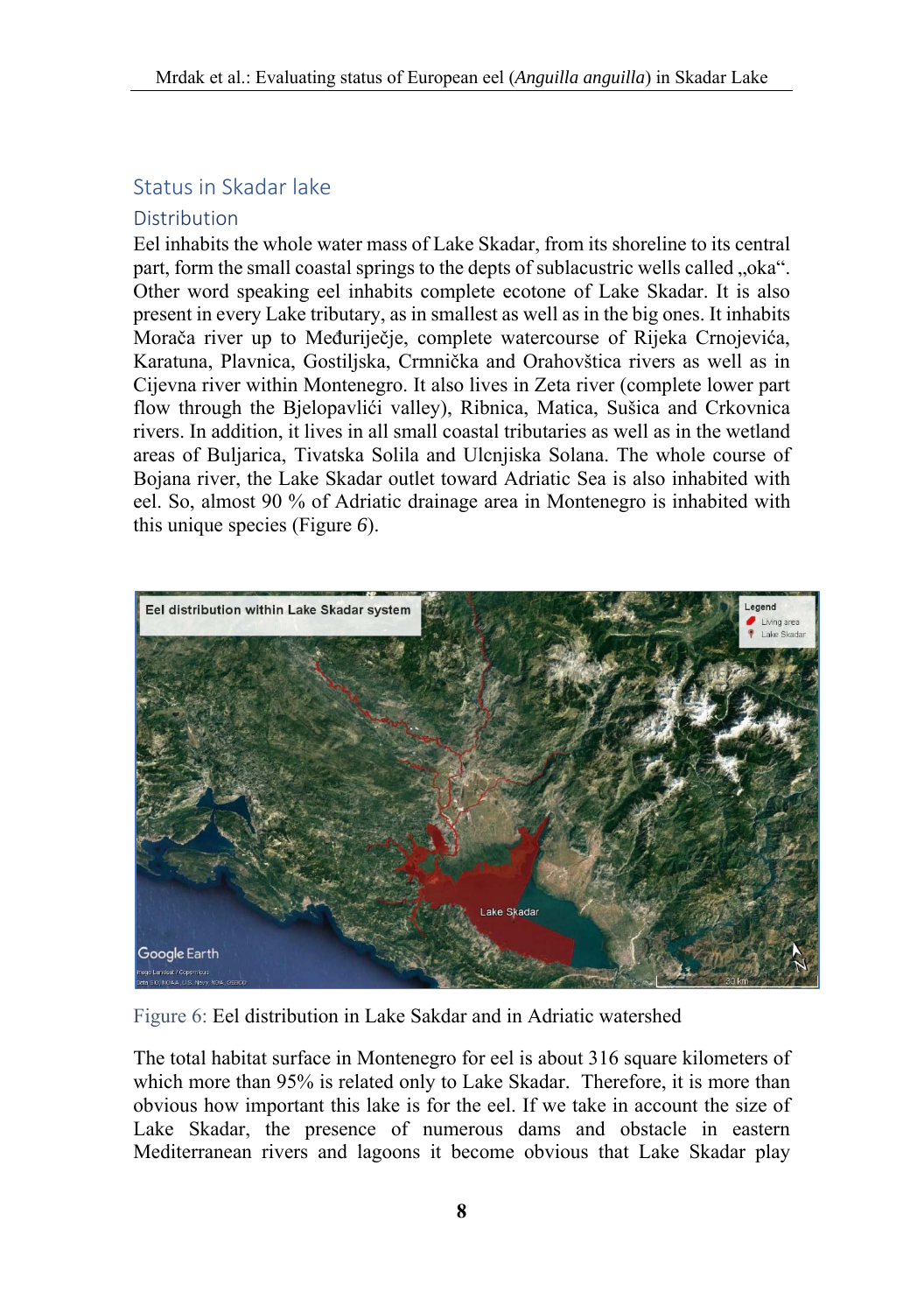## Status in Skadar lake

### Distribution

Eel inhabits the whole water mass of Lake Skadar, from its shoreline to its central part, form the small coastal springs to the depts of sublacustric wells called „oka". Other word speaking eel inhabits complete ecotone of Lake Skadar. It is also present in every Lake tributary, as in smallest as well as in the big ones. It inhabits Morača river up to Međuriječje, complete watercourse of Rijeka Crnojevića, Karatuna, Plavnica, Gostiljska, Crmnička and Orahovštica rivers as well as in Cijevna river within Montenegro. It also lives in Zeta river (complete lower part flow through the Bjelopavlići valley), Ribnica, Matica, Sušica and Crkovnica rivers. In addition, it lives in all small coastal tributaries as well as in the wetland areas of Buljarica, Tivatska Solila and Ulcnjiska Solana. The whole course of Bojana river, the Lake Skadar outlet toward Adriatic Sea is also inhabited with eel. So, almost 90 % of Adriatic drainage area in Montenegro is inhabited with this unique species (Figure *6*).

Figure 6: Eel distribution in Lake Sakdar and in Adriatic watershed

The total habitat surface in Montenegro for eel is about 316 square kilometers of which more than 95% is related only to Lake Skadar. Therefore, it is more than obvious how important this lake is for the eel. If we take in account the size of Lake Skadar, the presence of numerous dams and obstacle in eastern Mediterranean rivers and lagoons it become obvious that Lake Skadar play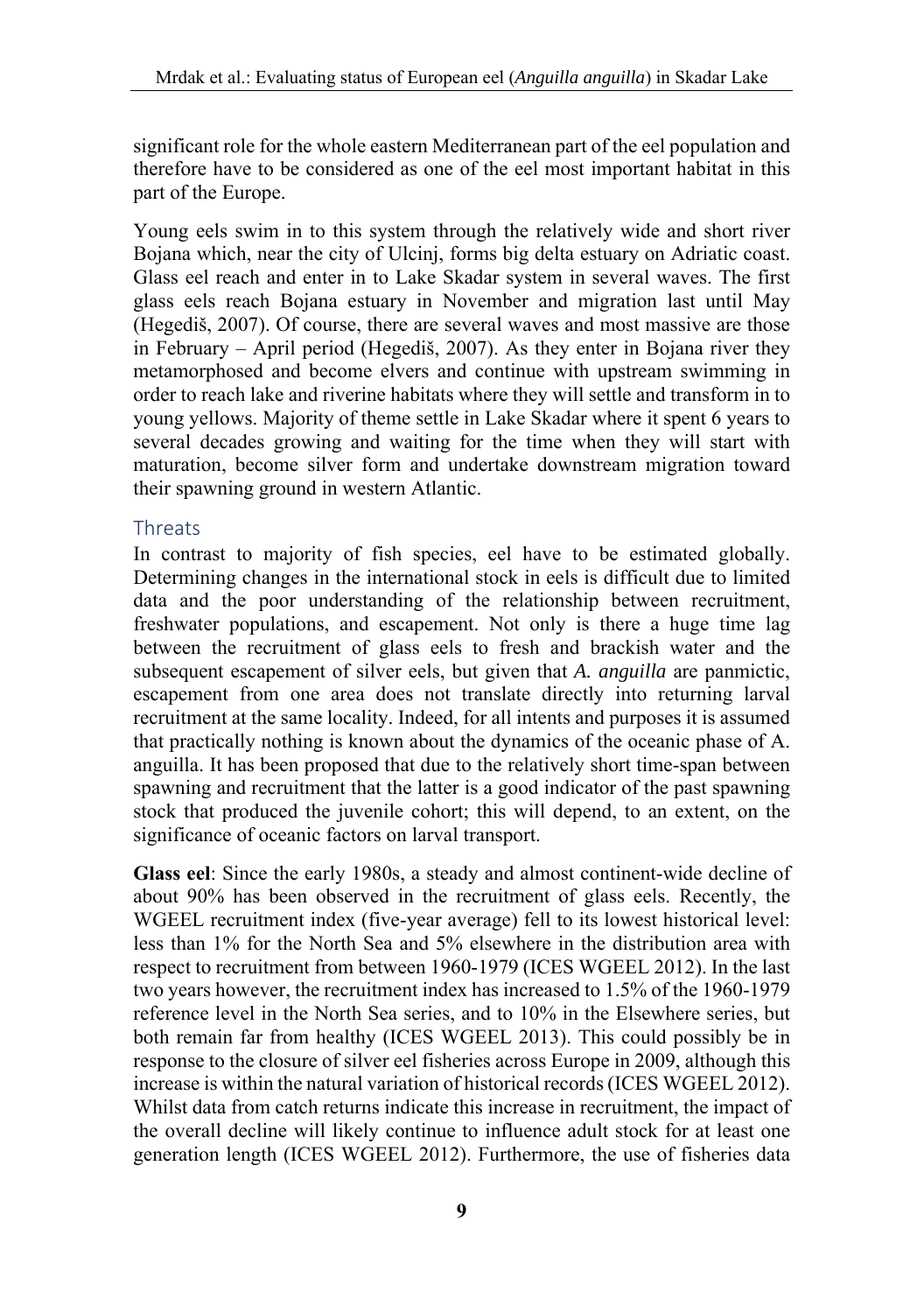significant role for the whole eastern Mediterranean part of the eel population and therefore have to be considered as one of the eel most important habitat in this part of the Europe.

Young eels swim in to this system through the relatively wide and short river Bojana which, near the city of Ulcinj, forms big delta estuary on Adriatic coast. Glass eel reach and enter in to Lake Skadar system in several waves. The first glass eels reach Bojana estuary in November and migration last until May (Hegediš, 2007). Of course, there are several waves and most massive are those in February – April period (Hegediš, 2007). As they enter in Bojana river they metamorphosed and become elvers and continue with upstream swimming in order to reach lake and riverine habitats where they will settle and transform in to young yellows. Majority of theme settle in Lake Skadar where it spent 6 years to several decades growing and waiting for the time when they will start with maturation, become silver form and undertake downstream migration toward their spawning ground in western Atlantic.

## Threats

In contrast to majority of fish species, eel have to be estimated globally. Determining changes in the international stock in eels is difficult due to limited data and the poor understanding of the relationship between recruitment, freshwater populations, and escapement. Not only is there a huge time lag between the recruitment of glass eels to fresh and brackish water and the subsequent escapement of silver eels, but given that *A. anguilla* are panmictic, escapement from one area does not translate directly into returning larval recruitment at the same locality. Indeed, for all intents and purposes it is assumed that practically nothing is known about the dynamics of the oceanic phase of A. anguilla. It has been proposed that due to the relatively short time-span between spawning and recruitment that the latter is a good indicator of the past spawning stock that produced the juvenile cohort; this will depend, to an extent, on the significance of oceanic factors on larval transport.

**Glass eel**: Since the early 1980s, a steady and almost continent-wide decline of about 90% has been observed in the recruitment of glass eels. Recently, the WGEEL recruitment index (five-year average) fell to its lowest historical level: less than 1% for the North Sea and 5% elsewhere in the distribution area with respect to recruitment from between 1960-1979 (ICES WGEEL 2012). In the last two years however, the recruitment index has increased to 1.5% of the 1960-1979 reference level in the North Sea series, and to 10% in the Elsewhere series, but both remain far from healthy (ICES WGEEL 2013). This could possibly be in response to the closure of silver eel fisheries across Europe in 2009, although this increase is within the natural variation of historical records (ICES WGEEL 2012). Whilst data from catch returns indicate this increase in recruitment, the impact of the overall decline will likely continue to influence adult stock for at least one generation length (ICES WGEEL 2012). Furthermore, the use of fisheries data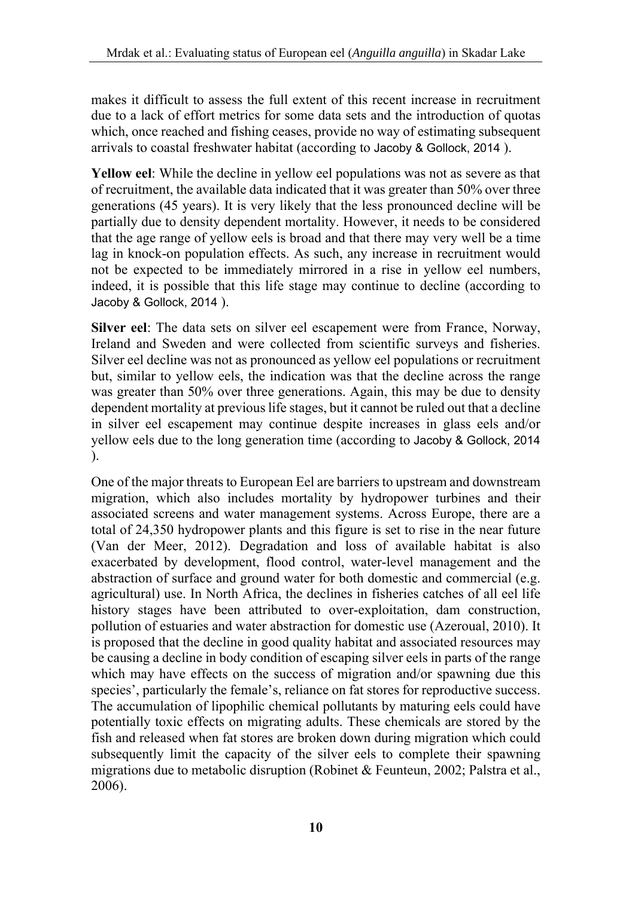makes it difficult to assess the full extent of this recent increase in recruitment due to a lack of effort metrics for some data sets and the introduction of quotas which, once reached and fishing ceases, provide no way of estimating subsequent arrivals to coastal freshwater habitat (according to Jacoby & Gollock, 2014 ).

**Yellow eel**: While the decline in yellow eel populations was not as severe as that of recruitment, the available data indicated that it was greater than 50% over three generations (45 years). It is very likely that the less pronounced decline will be partially due to density dependent mortality. However, it needs to be considered that the age range of yellow eels is broad and that there may very well be a time lag in knock-on population effects. As such, any increase in recruitment would not be expected to be immediately mirrored in a rise in yellow eel numbers, indeed, it is possible that this life stage may continue to decline (according to Jacoby & Gollock, 2014 ).

**Silver eel**: The data sets on silver eel escapement were from France, Norway, Ireland and Sweden and were collected from scientific surveys and fisheries. Silver eel decline was not as pronounced as yellow eel populations or recruitment but, similar to yellow eels, the indication was that the decline across the range was greater than 50% over three generations. Again, this may be due to density dependent mortality at previous life stages, but it cannot be ruled out that a decline in silver eel escapement may continue despite increases in glass eels and/or yellow eels due to the long generation time (according to Jacoby & Gollock, 2014 ).

One of the major threats to European Eel are barriers to upstream and downstream migration, which also includes mortality by hydropower turbines and their associated screens and water management systems. Across Europe, there are a total of 24,350 hydropower plants and this figure is set to rise in the near future (Van der Meer, 2012). Degradation and loss of available habitat is also exacerbated by development, flood control, water-level management and the abstraction of surface and ground water for both domestic and commercial (e.g. agricultural) use. In North Africa, the declines in fisheries catches of all eel life history stages have been attributed to over-exploitation, dam construction, pollution of estuaries and water abstraction for domestic use (Azeroual, 2010). It is proposed that the decline in good quality habitat and associated resources may be causing a decline in body condition of escaping silver eels in parts of the range which may have effects on the success of migration and/or spawning due this species', particularly the female's, reliance on fat stores for reproductive success. The accumulation of lipophilic chemical pollutants by maturing eels could have potentially toxic effects on migrating adults. These chemicals are stored by the fish and released when fat stores are broken down during migration which could subsequently limit the capacity of the silver eels to complete their spawning migrations due to metabolic disruption (Robinet & Feunteun, 2002; Palstra et al., 2006).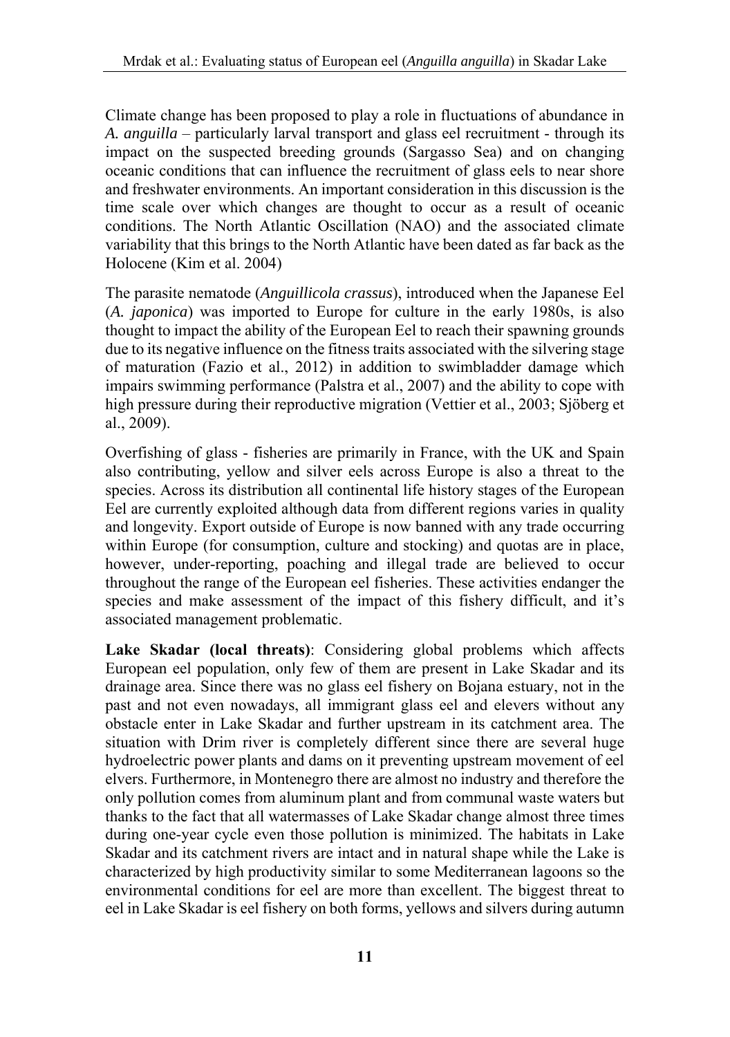Climate change has been proposed to play a role in fluctuations of abundance in *A. anguilla* – particularly larval transport and glass eel recruitment - through its impact on the suspected breeding grounds (Sargasso Sea) and on changing oceanic conditions that can influence the recruitment of glass eels to near shore and freshwater environments. An important consideration in this discussion is the time scale over which changes are thought to occur as a result of oceanic conditions. The North Atlantic Oscillation (NAO) and the associated climate variability that this brings to the North Atlantic have been dated as far back as the Holocene (Kim et al. 2004)

The parasite nematode (*Anguillicola crassus*), introduced when the Japanese Eel (*A. japonica*) was imported to Europe for culture in the early 1980s, is also thought to impact the ability of the European Eel to reach their spawning grounds due to its negative influence on the fitness traits associated with the silvering stage of maturation (Fazio et al., 2012) in addition to swimbladder damage which impairs swimming performance (Palstra et al., 2007) and the ability to cope with high pressure during their reproductive migration (Vettier et al., 2003; Sjöberg et al., 2009).

Overfishing of glass - fisheries are primarily in France, with the UK and Spain also contributing, yellow and silver eels across Europe is also a threat to the species. Across its distribution all continental life history stages of the European Eel are currently exploited although data from different regions varies in quality and longevity. Export outside of Europe is now banned with any trade occurring within Europe (for consumption, culture and stocking) and quotas are in place, however, under-reporting, poaching and illegal trade are believed to occur throughout the range of the European eel fisheries. These activities endanger the species and make assessment of the impact of this fishery difficult, and it's associated management problematic.

**Lake Skadar (local threats)**: Considering global problems which affects European eel population, only few of them are present in Lake Skadar and its drainage area. Since there was no glass eel fishery on Bojana estuary, not in the past and not even nowadays, all immigrant glass eel and elevers without any obstacle enter in Lake Skadar and further upstream in its catchment area. The situation with Drim river is completely different since there are several huge hydroelectric power plants and dams on it preventing upstream movement of eel elvers. Furthermore, in Montenegro there are almost no industry and therefore the only pollution comes from aluminum plant and from communal waste waters but thanks to the fact that all watermasses of Lake Skadar change almost three times during one-year cycle even those pollution is minimized. The habitats in Lake Skadar and its catchment rivers are intact and in natural shape while the Lake is characterized by high productivity similar to some Mediterranean lagoons so the environmental conditions for eel are more than excellent. The biggest threat to eel in Lake Skadar is eel fishery on both forms, yellows and silvers during autumn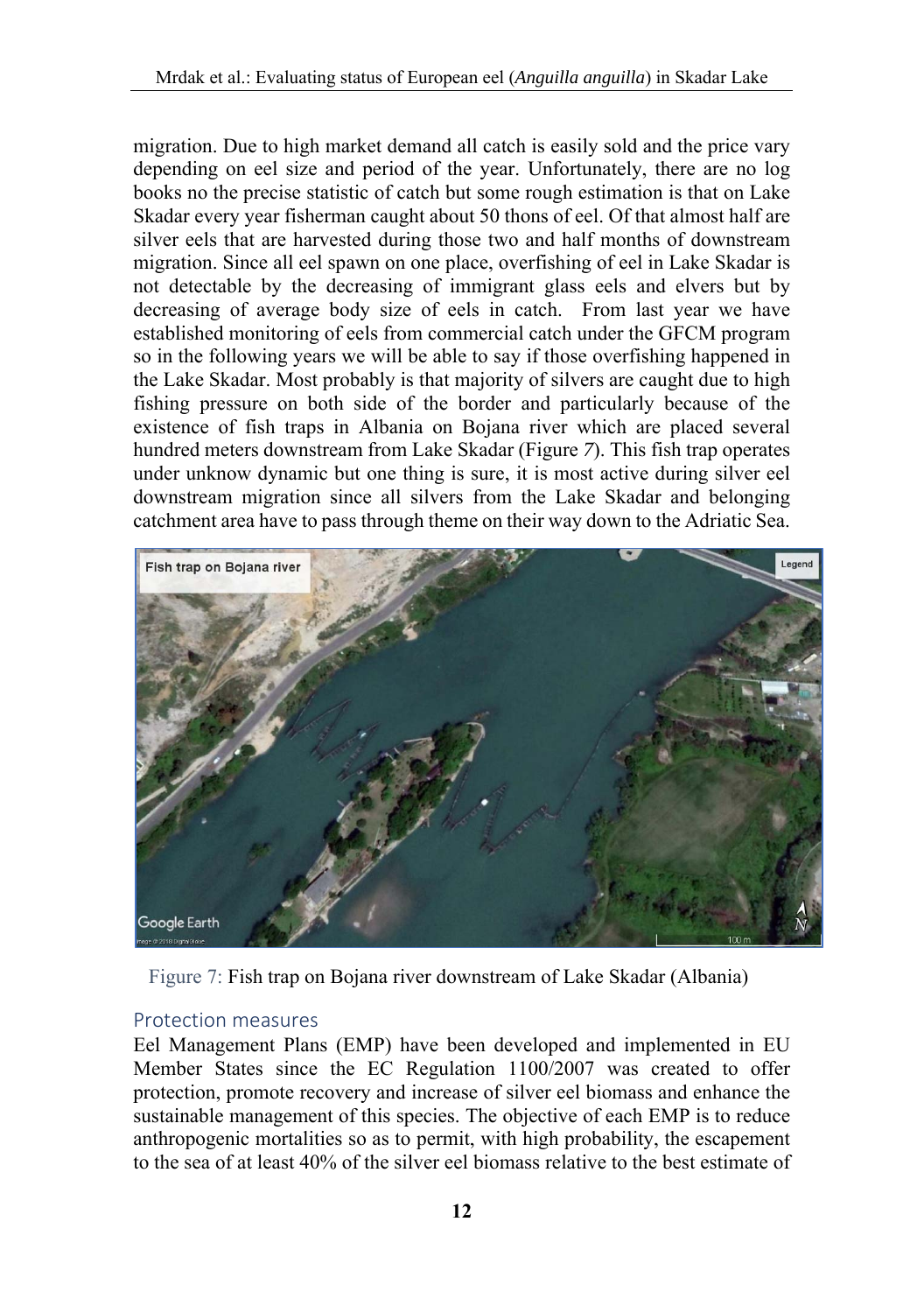migration. Due to high market demand all catch is easily sold and the price vary depending on eel size and period of the year. Unfortunately, there are no log books no the precise statistic of catch but some rough estimation is that on Lake Skadar every year fisherman caught about 50 thons of eel. Of that almost half are silver eels that are harvested during those two and half months of downstream migration. Since all eel spawn on one place, overfishing of eel in Lake Skadar is not detectable by the decreasing of immigrant glass eels and elvers but by decreasing of average body size of eels in catch. From last year we have established monitoring of eels from commercial catch under the GFCM program so in the following years we will be able to say if those overfishing happened in the Lake Skadar. Most probably is that majority of silvers are caught due to high fishing pressure on both side of the border and particularly because of the existence of fish traps in Albania on Bojana river which are placed several hundred meters downstream from Lake Skadar (Figure *7*). This fish trap operates under unknow dynamic but one thing is sure, it is most active during silver eel downstream migration since all silvers from the Lake Skadar and belonging catchment area have to pass through theme on their way down to the Adriatic Sea.

Figure 7: Fish trap on Bojana river downstream of Lake Skadar (Albania)

## Protection measures

Eel Management Plans (EMP) have been developed and implemented in EU Member States since the EC Regulation 1100/2007 was created to offer protection, promote recovery and increase of silver eel biomass and enhance the sustainable management of this species. The objective of each EMP is to reduce anthropogenic mortalities so as to permit, with high probability, the escapement to the sea of at least 40% of the silver eel biomass relative to the best estimate of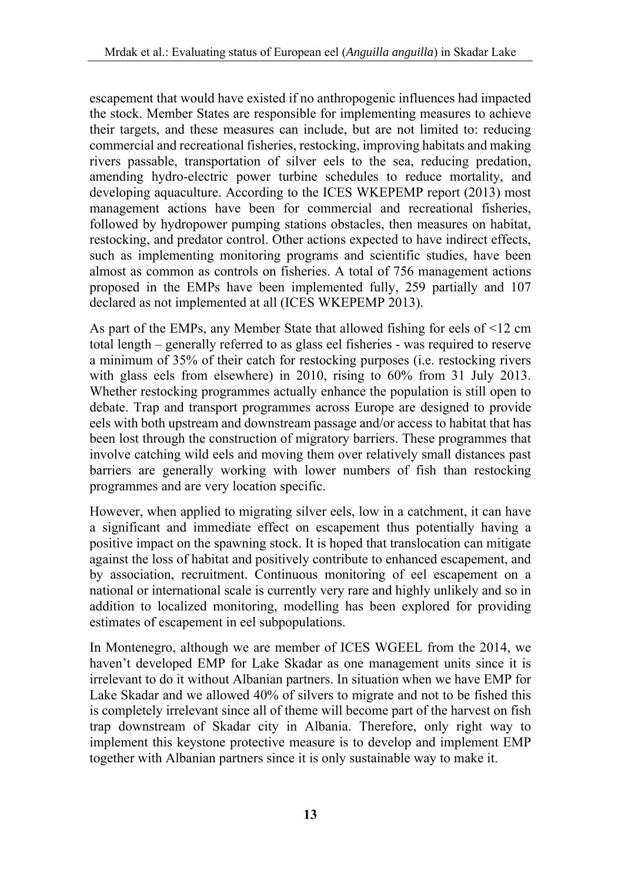escapement that would have existed if no anthropogenic influences had impacted the stock. Member States are responsible for implementing measures to achieve their targets, and these measures can include, but are not limited to: reducing commercial and recreational fisheries, restocking, improving habitats and making rivers passable, transportation of silver eels to the sea, reducing predation, amending hydro-electric power turbine schedules to reduce mortality, and developing aquaculture. According to the ICES WKEPEMP report (2013) most management actions have been for commercial and recreational fisheries, followed by hydropower pumping stations obstacles, then measures on habitat, restocking, and predator control. Other actions expected to have indirect effects, such as implementing monitoring programs and scientific studies, have been almost as common as controls on fisheries. A total of 756 management actions proposed in the EMPs have been implemented fully, 259 partially and 107 declared as not implemented at all (ICES WKEPEMP 2013).

As part of the EMPs, any Member State that allowed fishing for eels of <12 cm total length – generally referred to as glass eel fisheries - was required to reserve a minimum of 35% of their catch for restocking purposes (i.e. restocking rivers with glass eels from elsewhere) in 2010, rising to 60% from 31 July 2013. Whether restocking programmes actually enhance the population is still open to debate. Trap and transport programmes across Europe are designed to provide eels with both upstream and downstream passage and/or access to habitat that has been lost through the construction of migratory barriers. These programmes that involve catching wild eels and moving them over relatively small distances past barriers are generally working with lower numbers of fish than restocking programmes and are very location specific.

However, when applied to migrating silver eels, low in a catchment, it can have a significant and immediate effect on escapement thus potentially having a positive impact on the spawning stock. It is hoped that translocation can mitigate against the loss of habitat and positively contribute to enhanced escapement, and by association, recruitment. Continuous monitoring of eel escapement on a national or international scale is currently very rare and highly unlikely and so in addition to localized monitoring, modelling has been explored for providing estimates of escapement in eel subpopulations.

In Montenegro, although we are member of ICES WGEEL from the 2014, we haven't developed EMP for Lake Skadar as one management units since it is irrelevant to do it without Albanian partners. In situation when we have EMP for Lake Skadar and we allowed 40% of silvers to migrate and not to be fished this is completely irrelevant since all of theme will become part of the harvest on fish trap downstream of Skadar city in Albania. Therefore, only right way to implement this keystone protective measure is to develop and implement EMP together with Albanian partners since it is only sustainable way to make it.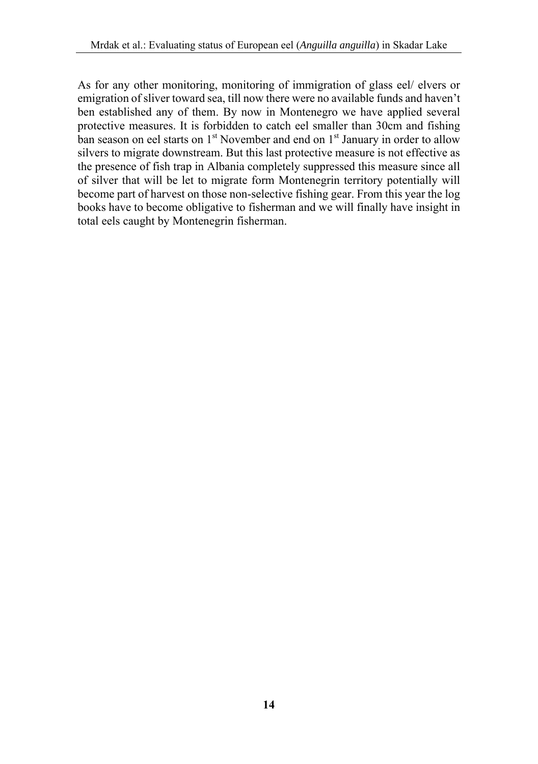As for any other monitoring, monitoring of immigration of glass eel/ elvers or emigration of sliver toward sea, till now there were no available funds and haven't ben established any of them. By now in Montenegro we have applied several protective measures. It is forbidden to catch eel smaller than 30cm and fishing ban season on eel starts on 1st November and end on 1st January in order to allow silvers to migrate downstream. But this last protective measure is not effective as the presence of fish trap in Albania completely suppressed this measure since all of silver that will be let to migrate form Montenegrin territory potentially will become part of harvest on those non-selective fishing gear. From this year the log books have to become obligative to fisherman and we will finally have insight in total eels caught by Montenegrin fisherman.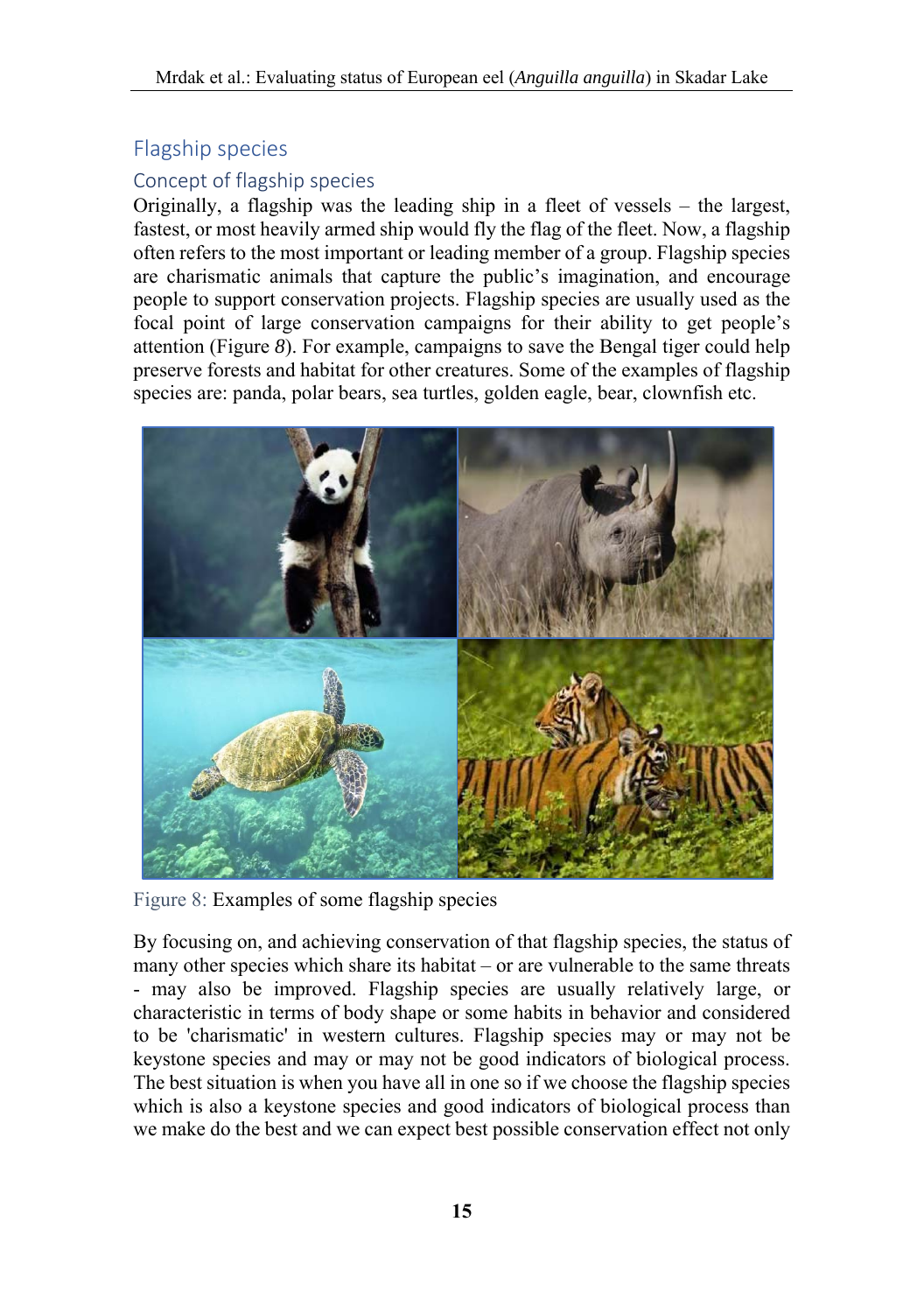## Flagship species

### Concept of flagship species

Originally, a flagship was the leading ship in a fleet of vessels – the largest, fastest, or most heavily armed ship would fly the flag of the fleet. Now, a flagship often refers to the most important or leading member of a group. Flagship species are charismatic animals that capture the public's imagination, and encourage people to support conservation projects. Flagship species are usually used as the focal point of large conservation campaigns for their ability to get people's attention (Figure *8*). For example, campaigns to save the Bengal tiger could help preserve forests and habitat for other creatures. Some of the examples of flagship species are: panda, polar bears, sea turtles, golden eagle, bear, clownfish etc.

Figure 8: Examples of some flagship species

By focusing on, and achieving conservation of that flagship species, the status of many other species which share its habitat – or are vulnerable to the same threats - may also be improved. Flagship species are usually relatively large, or characteristic in terms of body shape or some habits in behavior and considered to be 'charismatic' in western cultures. Flagship species may or may not be keystone species and may or may not be good indicators of biological process. The best situation is when you have all in one so if we choose the flagship species which is also a keystone species and good indicators of biological process than we make do the best and we can expect best possible conservation effect not only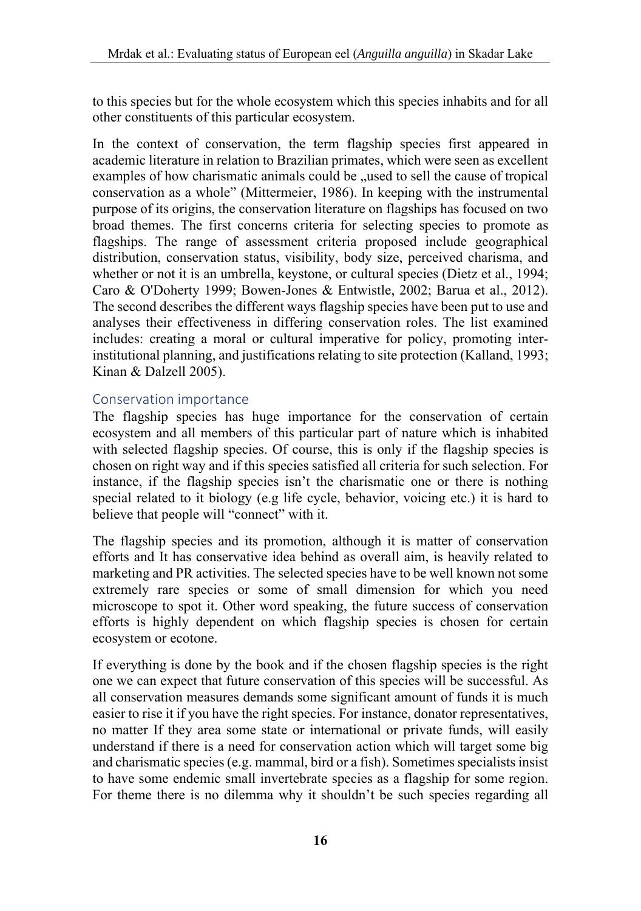to this species but for the whole ecosystem which this species inhabits and for all other constituents of this particular ecosystem.

In the context of conservation, the term flagship species first appeared in academic literature in relation to Brazilian primates, which were seen as excellent examples of how charismatic animals could be „used to sell the cause of tropical conservation as a whole" (Mittermeier, 1986). In keeping with the instrumental purpose of its origins, the conservation literature on flagships has focused on two broad themes. The first concerns criteria for selecting species to promote as flagships. The range of assessment criteria proposed include geographical distribution, conservation status, visibility, body size, perceived charisma, and whether or not it is an umbrella, keystone, or cultural species (Dietz et al., 1994; Caro & O'Doherty 1999; Bowen-Jones & Entwistle, 2002; Barua et al., 2012). The second describes the different ways flagship species have been put to use and analyses their effectiveness in differing conservation roles. The list examined includes: creating a moral or cultural imperative for policy, promoting inter-institutional planning, and justifications relating to site protection (Kalland, 1993; Kinan & Dalzell 2005).

## Conservation importance

The flagship species has huge importance for the conservation of certain ecosystem and all members of this particular part of nature which is inhabited with selected flagship species. Of course, this is only if the flagship species is chosen on right way and if this species satisfied all criteria for such selection. For instance, if the flagship species isn't the charismatic one or there is nothing special related to it biology (e.g life cycle, behavior, voicing etc.) it is hard to believe that people will "connect" with it.

The flagship species and its promotion, although it is matter of conservation efforts and It has conservative idea behind as overall aim, is heavily related to marketing and PR activities. The selected species have to be well known not some extremely rare species or some of small dimension for which you need microscope to spot it. Other word speaking, the future success of conservation efforts is highly dependent on which flagship species is chosen for certain ecosystem or ecotone.

If everything is done by the book and if the chosen flagship species is the right one we can expect that future conservation of this species will be successful. As all conservation measures demands some significant amount of funds it is much easier to rise it if you have the right species. For instance, donator representatives, no matter If they area some state or international or private funds, will easily understand if there is a need for conservation action which will target some big and charismatic species (e.g. mammal, bird or a fish). Sometimes specialists insist to have some endemic small invertebrate species as a flagship for some region. For theme there is no dilemma why it shouldn't be such species regarding all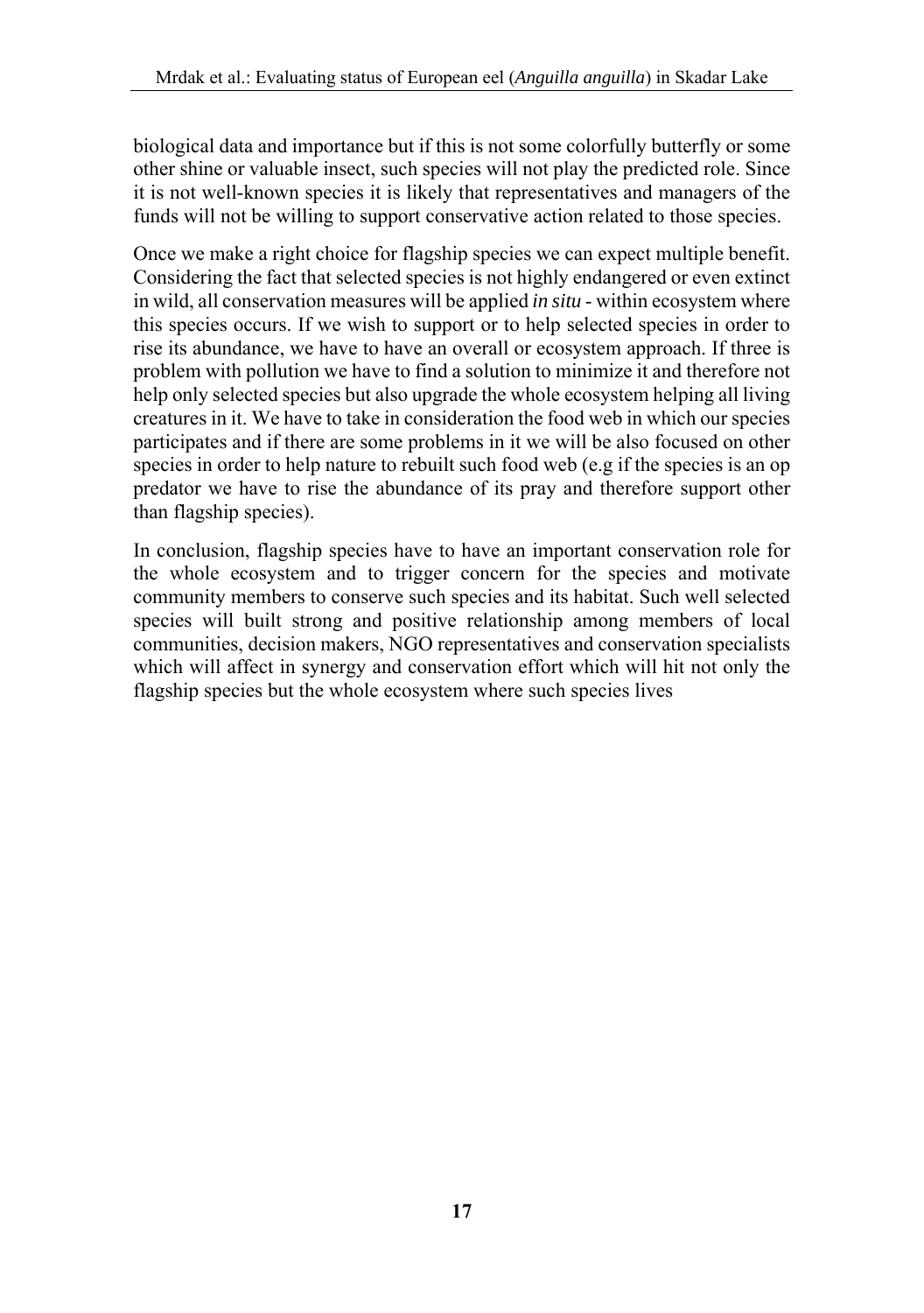biological data and importance but if this is not some colorfully butterfly or some other shine or valuable insect, such species will not play the predicted role. Since it is not well-known species it is likely that representatives and managers of the funds will not be willing to support conservative action related to those species.

Once we make a right choice for flagship species we can expect multiple benefit. Considering the fact that selected species is not highly endangered or even extinct in wild, all conservation measures will be applied *in situ* - within ecosystem where this species occurs. If we wish to support or to help selected species in order to rise its abundance, we have to have an overall or ecosystem approach. If three is problem with pollution we have to find a solution to minimize it and therefore not help only selected species but also upgrade the whole ecosystem helping all living creatures in it. We have to take in consideration the food web in which our species participates and if there are some problems in it we will be also focused on other species in order to help nature to rebuilt such food web (e.g if the species is an op predator we have to rise the abundance of its pray and therefore support other than flagship species).

In conclusion, flagship species have to have an important conservation role for the whole ecosystem and to trigger concern for the species and motivate community members to conserve such species and its habitat. Such well selected species will built strong and positive relationship among members of local communities, decision makers, NGO representatives and conservation specialists which will affect in synergy and conservation effort which will hit not only the flagship species but the whole ecosystem where such species lives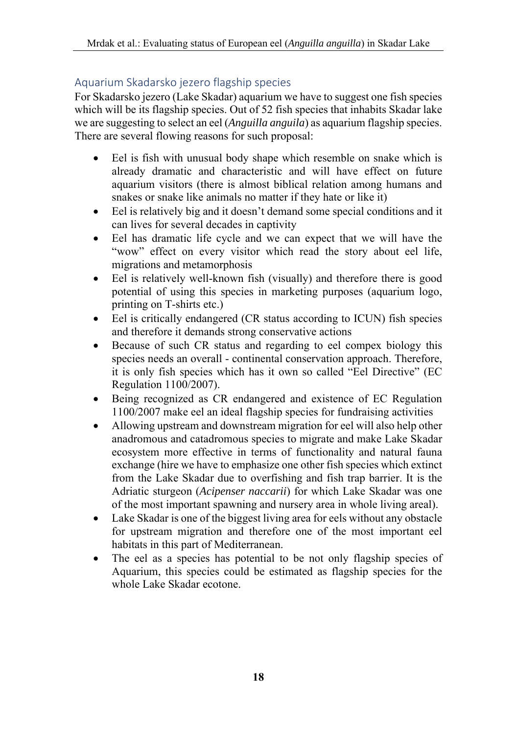## Aquarium Skadarsko jezero flagship species

For Skadarsko jezero (Lake Skadar) aquarium we have to suggest one fish species which will be its flagship species. Out of 52 fish species that inhabits Skadar lake we are suggesting to select an eel (*Anguilla anguila*) as aquarium flagship species. There are several flowing reasons for such proposal:

- Eel is fish with unusual body shape which resemble on snake which is already dramatic and characteristic and will have effect on future aquarium visitors (there is almost biblical relation among humans and snakes or snake like animals no matter if they hate or like it)
- Eel is relatively big and it doesn't demand some special conditions and it can lives for several decades in captivity
- Eel has dramatic life cycle and we can expect that we will have the "wow" effect on every visitor which read the story about eel life, migrations and metamorphosis
- Eel is relatively well-known fish (visually) and therefore there is good potential of using this species in marketing purposes (aquarium logo, printing on T-shirts etc.)
- Eel is critically endangered (CR status according to ICUN) fish species and therefore it demands strong conservative actions
- Because of such CR status and regarding to eel compex biology this species needs an overall - continental conservation approach. Therefore, it is only fish species which has it own so called "Eel Directive" (EC Regulation 1100/2007).
- Being recognized as CR endangered and existence of EC Regulation 1100/2007 make eel an ideal flagship species for fundraising activities
- Allowing upstream and downstream migration for eel will also help other anadromous and catadromous species to migrate and make Lake Skadar ecosystem more effective in terms of functionality and natural fauna exchange (hire we have to emphasize one other fish species which extinct from the Lake Skadar due to overfishing and fish trap barrier. It is the Adriatic sturgeon (*Acipenser naccarii*) for which Lake Skadar was one of the most important spawning and nursery area in whole living areal).
- Lake Skadar is one of the biggest living area for eels without any obstacle for upstream migration and therefore one of the most important eel habitats in this part of Mediterranean.
- The eel as a species has potential to be not only flagship species of Aquarium, this species could be estimated as flagship species for the whole Lake Skadar ecotone.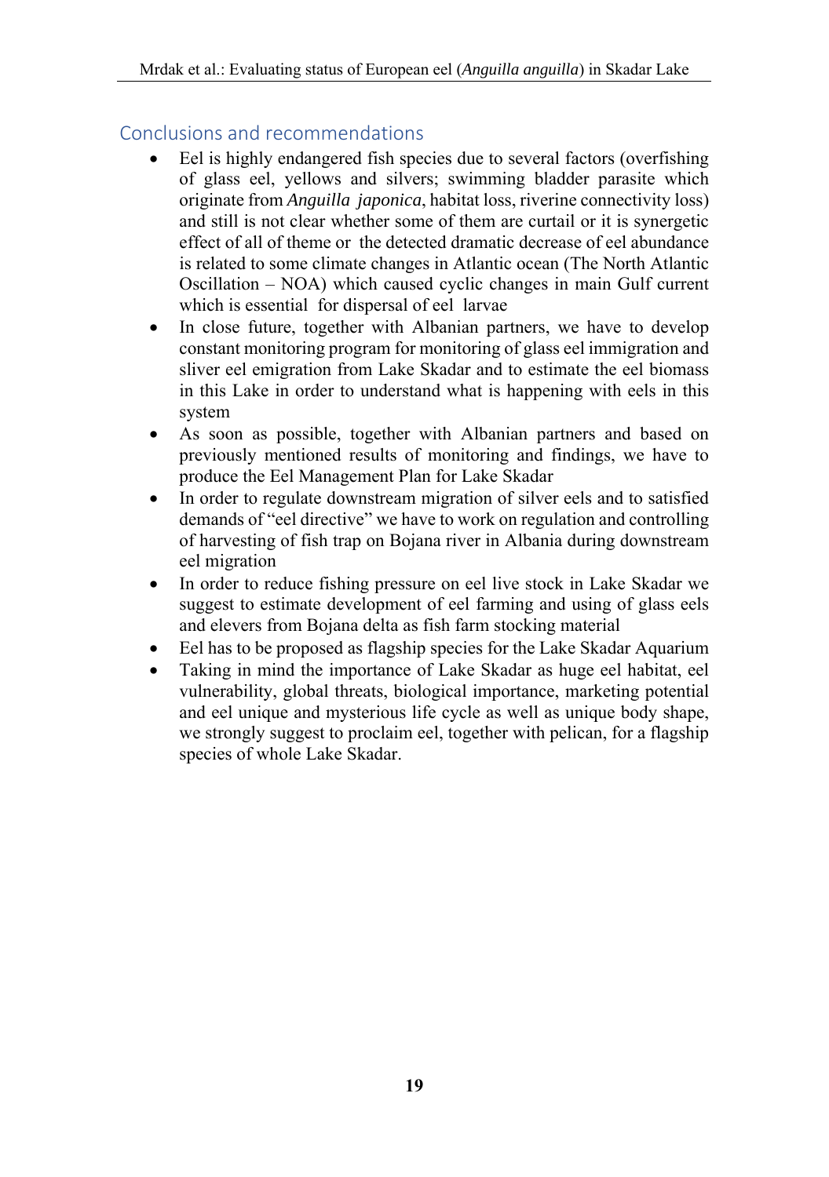## Conclusions and recommendations

- Eel is highly endangered fish species due to several factors (overfishing of glass eel, yellows and silvers; swimming bladder parasite which originate from *Anguilla japonica*, habitat loss, riverine connectivity loss) and still is not clear whether some of them are curtail or it is synergetic effect of all of theme or the detected dramatic decrease of eel abundance is related to some climate changes in Atlantic ocean (The North Atlantic Oscillation – NOA) which caused cyclic changes in main Gulf current which is essential for dispersal of eel larvae
- In close future, together with Albanian partners, we have to develop constant monitoring program for monitoring of glass eel immigration and sliver eel emigration from Lake Skadar and to estimate the eel biomass in this Lake in order to understand what is happening with eels in this system
- As soon as possible, together with Albanian partners and based on previously mentioned results of monitoring and findings, we have to produce the Eel Management Plan for Lake Skadar
- In order to regulate downstream migration of silver eels and to satisfied demands of "eel directive" we have to work on regulation and controlling of harvesting of fish trap on Bojana river in Albania during downstream eel migration
- In order to reduce fishing pressure on eel live stock in Lake Skadar we suggest to estimate development of eel farming and using of glass eels and elevers from Bojana delta as fish farm stocking material
- Eel has to be proposed as flagship species for the Lake Skadar Aquarium
- Taking in mind the importance of Lake Skadar as huge eel habitat, eel vulnerability, global threats, biological importance, marketing potential and eel unique and mysterious life cycle as well as unique body shape, we strongly suggest to proclaim eel, together with pelican, for a flagship species of whole Lake Skadar.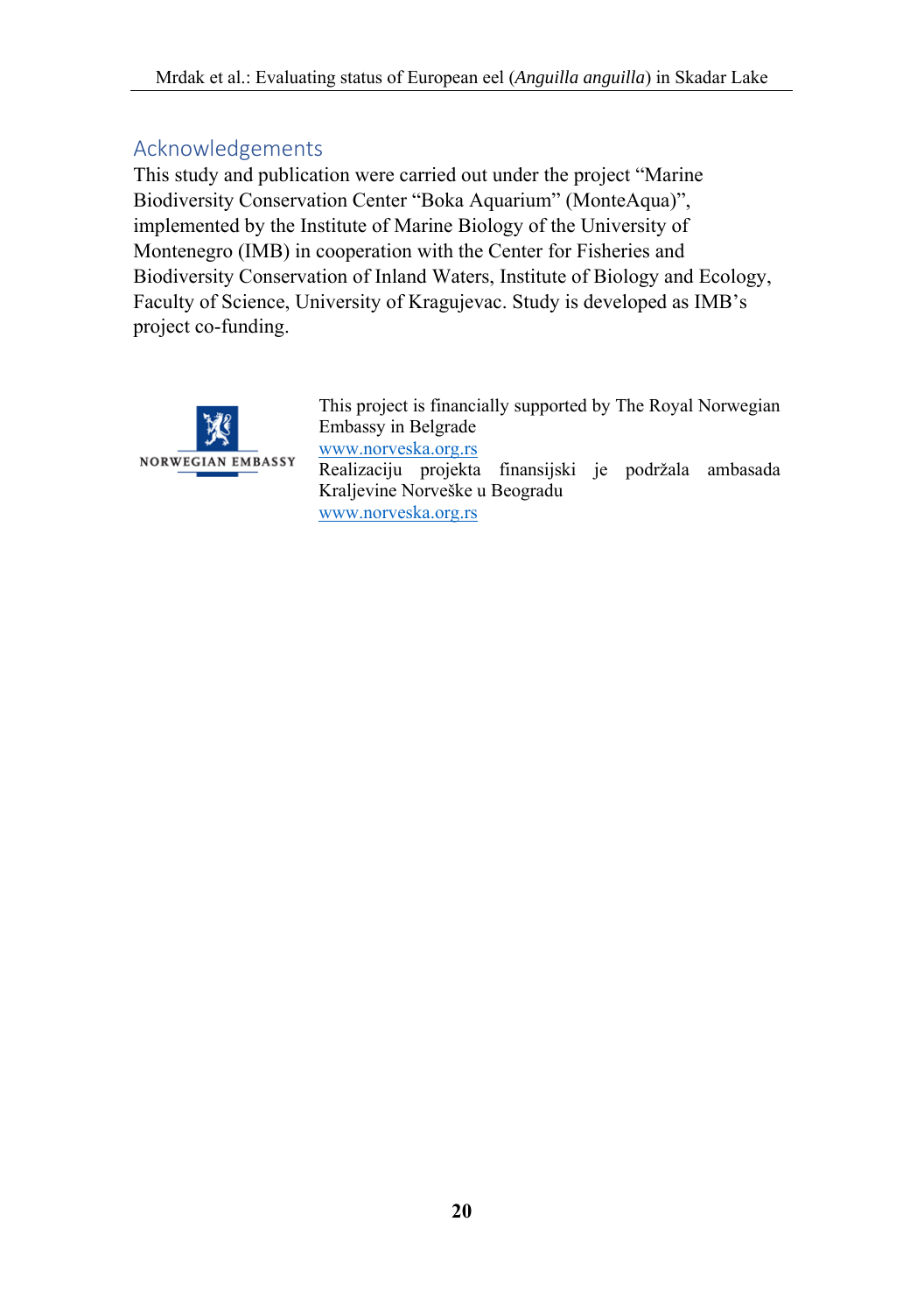## Acknowledgements

This study and publication were carried out under the project "Marine Biodiversity Conservation Center "Boka Aquarium" (MonteAqua)", implemented by the Institute of Marine Biology of the University of Montenegro (IMB) in cooperation with the Center for Fisheries and Biodiversity Conservation of Inland Waters, Institute of Biology and Ecology, Faculty of Science, University of Kragujevac. Study is developed as IMB's project co-funding.

NORWEGIAN EMBASSY

This project is financially supported by The Royal Norwegian Embassy in Belgrade
www.norveska.org.rs
Realizaciju projekta finansijski je podržala ambasada Kraljevine Norveške u Beogradu
www.norveska.org.rs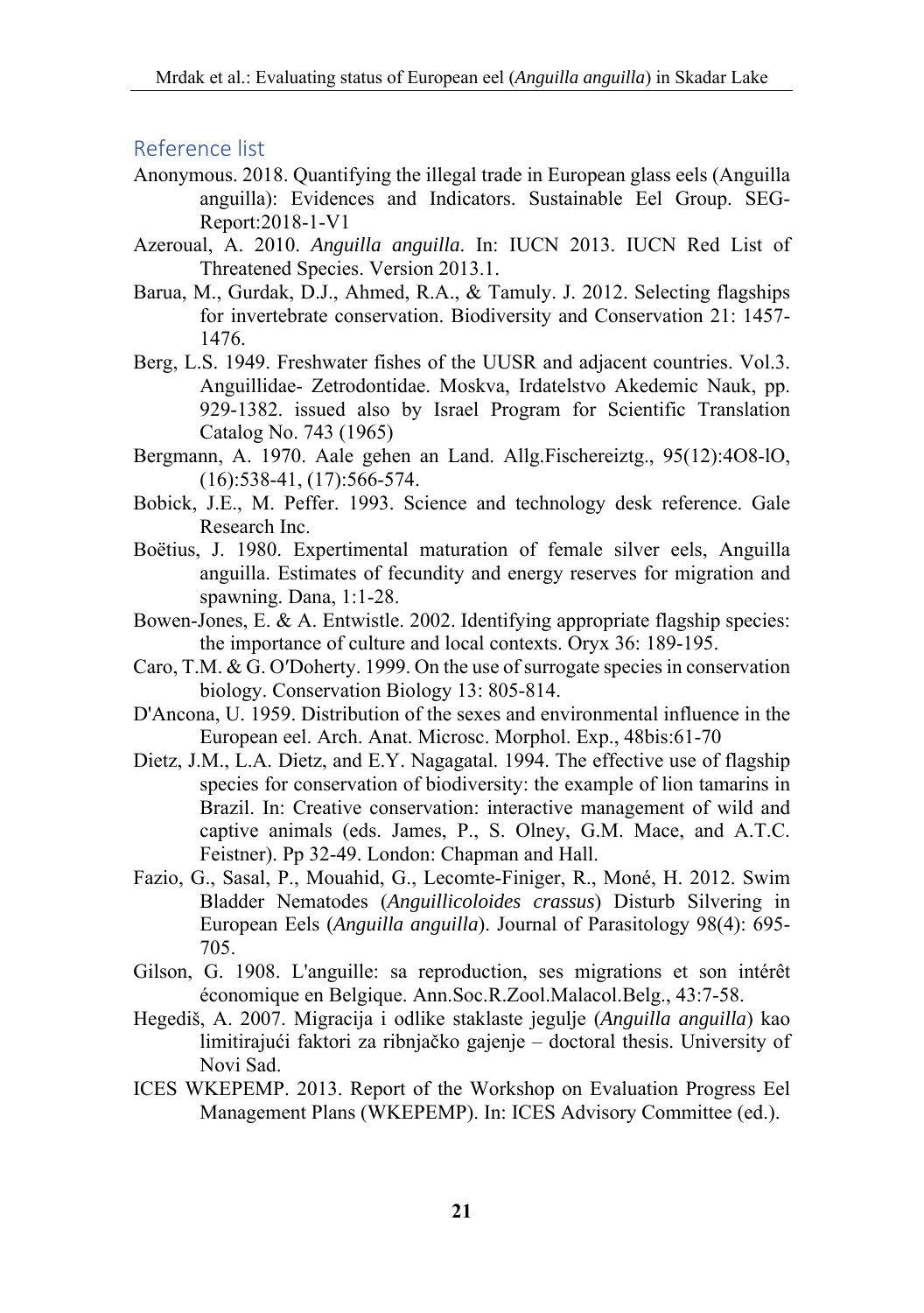## Reference list

Anonymous. 2018. Quantifying the illegal trade in European glass eels (Anguilla anguilla): Evidences and Indicators. Sustainable Eel Group. SEG-Report:2018-1-V1

Azeroual, A. 2010. *Anguilla anguilla*. In: IUCN 2013. IUCN Red List of Threatened Species. Version 2013.1.

Barua, M., Gurdak, D.J., Ahmed, R.A., & Tamuly. J. 2012. Selecting flagships for invertebrate conservation. Biodiversity and Conservation 21: 1457-1476.

Berg, L.S. 1949. Freshwater fishes of the UUSR and adjacent countries. Vol.3. Anguillidae- Zetrodontidae. Moskva, Irdatelstvo Akedemic Nauk, pp. 929-1382. issued also by Israel Program for Scientific Translation Catalog No. 743 (1965)

Bergmann, A. 1970. Aale gehen an Land. Allg.Fischereiztg., 95(12):4O8-lO, (16):538-41, (17):566-574.

Bobick, J.E., M. Peffer. 1993. Science and technology desk reference. Gale Research Inc.

Boëtius, J. 1980. Expertimental maturation of female silver eels, Anguilla anguilla. Estimates of fecundity and energy reserves for migration and spawning. Dana, 1:1-28.

Bowen-Jones, E. & A. Entwistle. 2002. Identifying appropriate flagship species: the importance of culture and local contexts. Oryx 36: 189-195.

Caro, T.M. & G. O′Doherty. 1999. On the use of surrogate species in conservation biology. Conservation Biology 13: 805-814.

D'Ancona, U. 1959. Distribution of the sexes and environmental influence in the European eel. Arch. Anat. Microsc. Morphol. Exp., 48bis:61-70

Dietz, J.M., L.A. Dietz, and E.Y. Nagagatal. 1994. The effective use of flagship species for conservation of biodiversity: the example of lion tamarins in Brazil. In: Creative conservation: interactive management of wild and captive animals (eds. James, P., S. Olney, G.M. Mace, and A.T.C. Feistner). Pp 32-49. London: Chapman and Hall.

Fazio, G., Sasal, P., Mouahid, G., Lecomte-Finiger, R., Moné, H. 2012. Swim Bladder Nematodes (*Anguillicoloides crassus*) Disturb Silvering in European Eels (*Anguilla anguilla*). Journal of Parasitology 98(4): 695-705.

Gilson, G. 1908. L'anguille: sa reproduction, ses migrations et son intérêt économique en Belgique. Ann.Soc.R.Zool.Malacol.Belg., 43:7-58.

Hegediš, A. 2007. Migracija i odlike staklaste jegulje (*Anguilla anguilla*) kao limitirajući faktori za ribnjačko gajenje – doctoral thesis. University of Novi Sad.

ICES WKEPEMP. 2013. Report of the Workshop on Evaluation Progress Eel Management Plans (WKEPEMP). In: ICES Advisory Committee (ed.).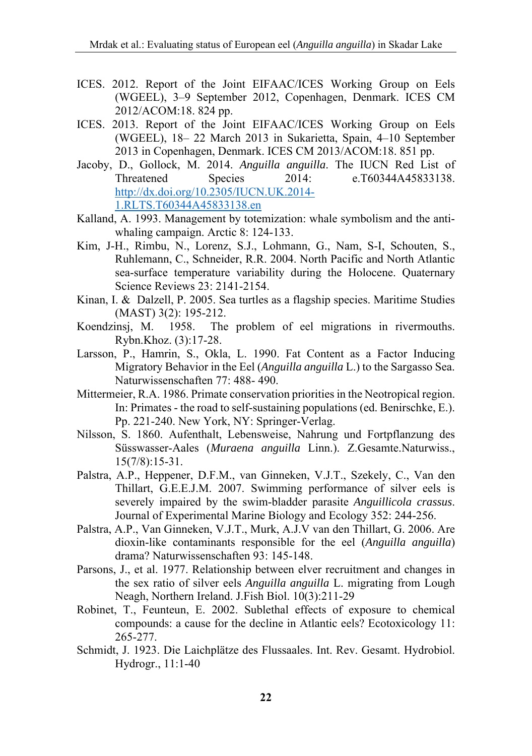ICES. 2012. Report of the Joint EIFAAC/ICES Working Group on Eels (WGEEL), 3–9 September 2012, Copenhagen, Denmark. ICES CM 2012/ACOM:18. 824 pp.

ICES. 2013. Report of the Joint EIFAAC/ICES Working Group on Eels (WGEEL), 18– 22 March 2013 in Sukarietta, Spain, 4–10 September 2013 in Copenhagen, Denmark. ICES CM 2013/ACOM:18. 851 pp.

Jacoby, D., Gollock, M. 2014. *Anguilla anguilla*. The IUCN Red List of Threatened Species 2014: e.T60344A45833138. http://dx.doi.org/10.2305/IUCN.UK.2014-1.RLTS.T60344A45833138.en

Kalland, A. 1993. Management by totemization: whale symbolism and the anti-whaling campaign. Arctic 8: 124-133.

Kim, J-H., Rimbu, N., Lorenz, S.J., Lohmann, G., Nam, S-I, Schouten, S., Ruhlemann, C., Schneider, R.R. 2004. North Pacific and North Atlantic sea-surface temperature variability during the Holocene. Quaternary Science Reviews 23: 2141-2154.

Kinan, I. & Dalzell, P. 2005. Sea turtles as a flagship species. Maritime Studies (MAST) 3(2): 195-212.

Koendzinsj, M. 1958. The problem of eel migrations in rivermouths. Rybn.Khoz. (3):17-28.

Larsson, P., Hamrin, S., Okla, L. 1990. Fat Content as a Factor Inducing Migratory Behavior in the Eel (*Anguilla anguilla* L.) to the Sargasso Sea. Naturwissenschaften 77: 488- 490.

Mittermeier, R.A. 1986. Primate conservation priorities in the Neotropical region. In: Primates - the road to self-sustaining populations (ed. Benirschke, E.). Pp. 221-240. New York, NY: Springer-Verlag.

Nilsson, S. 1860. Aufenthalt, Lebensweise, Nahrung und Fortpflanzung des Süsswasser-Aales (*Muraena anguilla* Linn.). Z.Gesamte.Naturwiss., 15(7/8):15-31.

Palstra, A.P., Heppener, D.F.M., van Ginneken, V.J.T., Szekely, C., Van den Thillart, G.E.E.J.M. 2007. Swimming performance of silver eels is severely impaired by the swim-bladder parasite *Anguillicola crassus*. Journal of Experimental Marine Biology and Ecology 352: 244-256.

Palstra, A.P., Van Ginneken, V.J.T., Murk, A.J.V van den Thillart, G. 2006. Are dioxin-like contaminants responsible for the eel (*Anguilla anguilla*) drama? Naturwissenschaften 93: 145-148.

Parsons, J., et al. 1977. Relationship between elver recruitment and changes in the sex ratio of silver eels *Anguilla anguilla* L. migrating from Lough Neagh, Northern Ireland. J.Fish Biol. 10(3):211-29

Robinet, T., Feunteun, E. 2002. Sublethal effects of exposure to chemical compounds: a cause for the decline in Atlantic eels? Ecotoxicology 11: 265-277.

Schmidt, J. 1923. Die Laichplätze des Flussaales. Int. Rev. Gesamt. Hydrobiol. Hydrogr., 11:1-40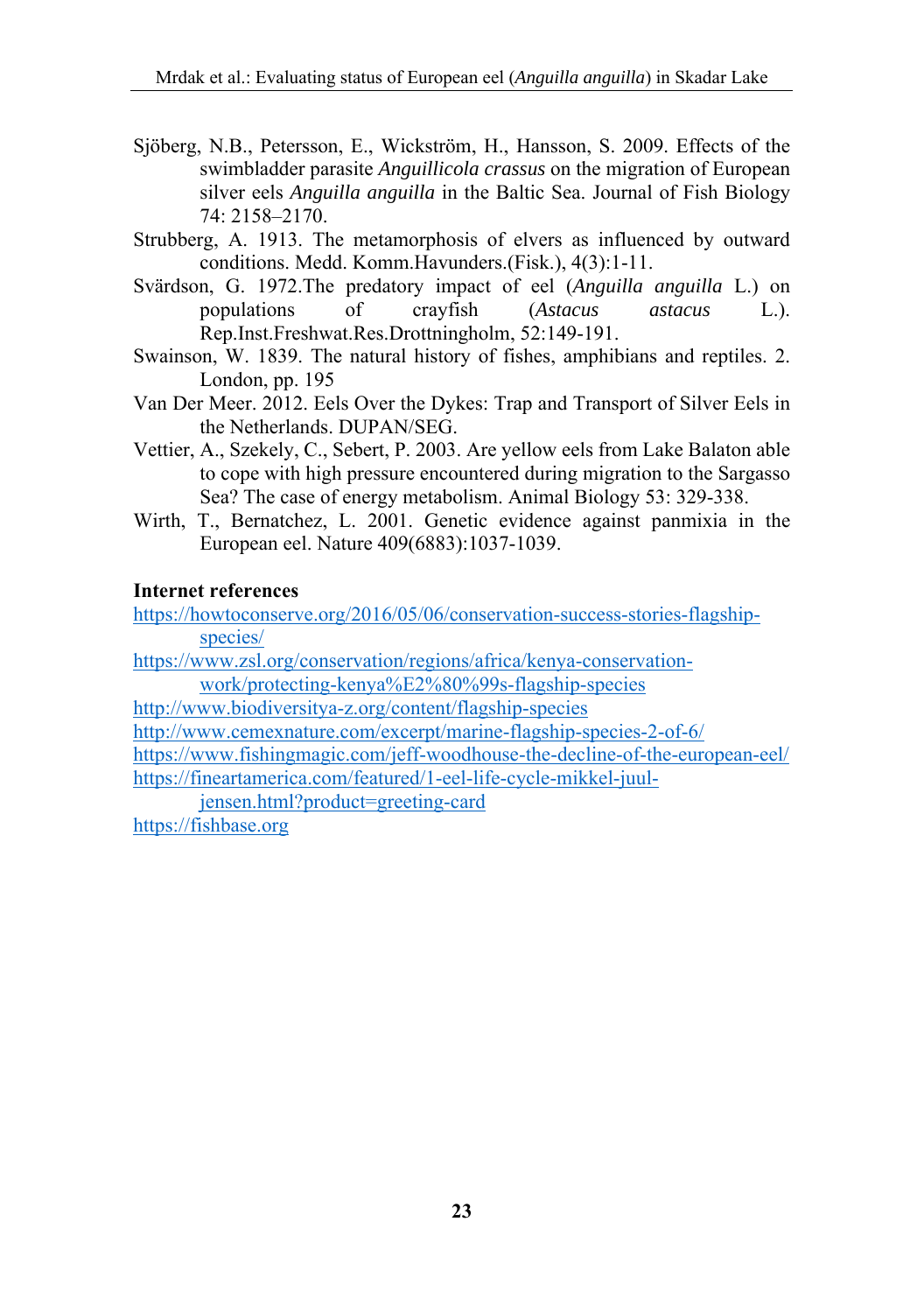Sjöberg, N.B., Petersson, E., Wickström, H., Hansson, S. 2009. Effects of the swimbladder parasite *Anguillicola crassus* on the migration of European silver eels *Anguilla anguilla* in the Baltic Sea. Journal of Fish Biology 74: 2158–2170.

Strubberg, A. 1913. The metamorphosis of elvers as influenced by outward conditions. Medd. Komm.Havunders.(Fisk.), 4(3):1-11.

Svärdson, G. 1972.The predatory impact of eel (*Anguilla anguilla* L.) on populations of crayfish (*Astacus astacus* L.). Rep.Inst.Freshwat.Res.Drottningholm, 52:149-191.

Swainson, W. 1839. The natural history of fishes, amphibians and reptiles. 2. London, pp. 195

Van Der Meer. 2012. Eels Over the Dykes: Trap and Transport of Silver Eels in the Netherlands. DUPAN/SEG.

Vettier, A., Szekely, C., Sebert, P. 2003. Are yellow eels from Lake Balaton able to cope with high pressure encountered during migration to the Sargasso Sea? The case of energy metabolism. Animal Biology 53: 329-338.

Wirth, T., Bernatchez, L. 2001. Genetic evidence against panmixia in the European eel. Nature 409(6883):1037-1039.

**Internet references**

https://howtoconserve.org/2016/05/06/conservation-success-stories-flagship-species/

https://www.zsl.org/conservation/regions/africa/kenya-conservation-work/protecting-kenya%E2%80%99s-flagship-species

http://www.biodiversitya-z.org/content/flagship-species

http://www.cemexnature.com/excerpt/marine-flagship-species-2-of-6/

https://www.fishingmagic.com/jeff-woodhouse-the-decline-of-the-european-eel/

https://fineartamerica.com/featured/1-eel-life-cycle-mikkel-juul-jensen.html?product=greeting-card

https://fishbase.org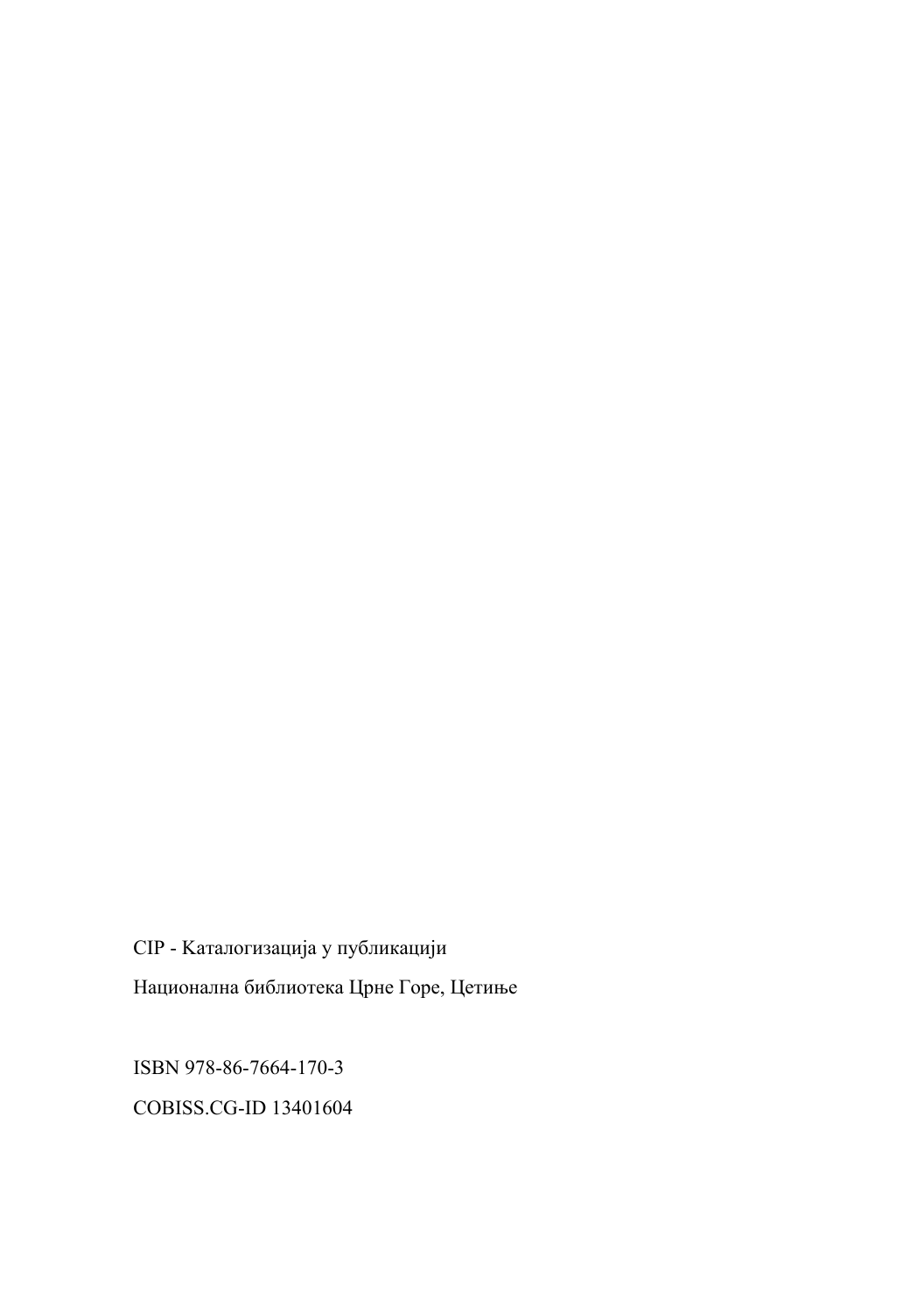CIP - Каталогизација у публикацији

Национална библиотека Црне Горе, Цетиње

ISBN 978-86-7664-170-3

COBISS.CG-ID 13401604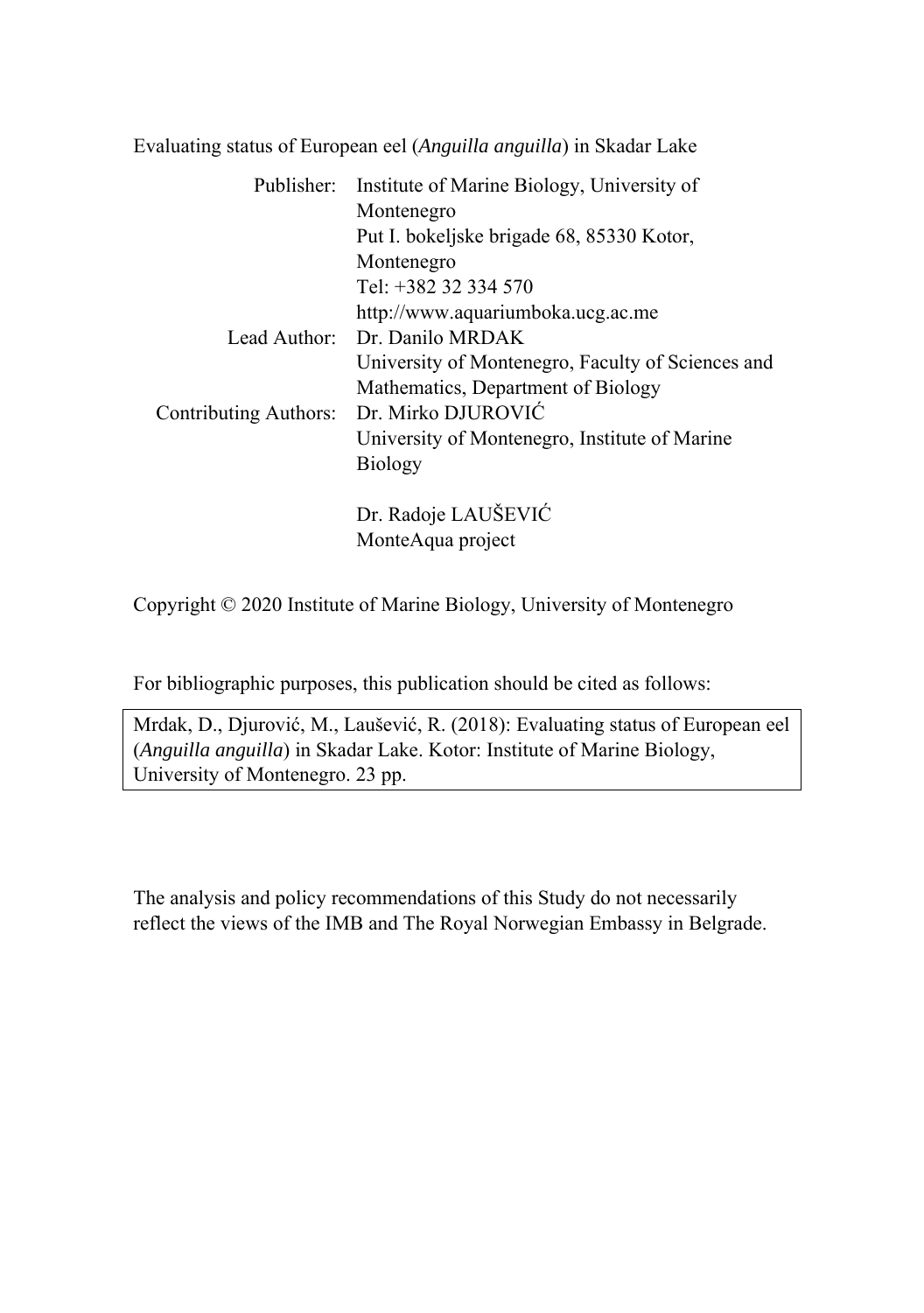Evaluating status of European eel (*Anguilla anguilla*) in Skadar Lake

| | |
|---|---|
| Publisher: | Institute of Marine Biology, University of Montenegro<br>Put I. bokeljske brigade 68, 85330 Kotor, Montenegro<br>Tel: +382 32 334 570<br>http://www.aquariumboka.ucg.ac.me |
| Lead Author: | Dr. Danilo MRDAK<br>University of Montenegro, Faculty of Sciences and Mathematics, Department of Biology |
| Contributing Authors: | Dr. Mirko DJUROVIĆ<br>University of Montenegro, Institute of Marine Biology<br><br>Dr. Radoje LAUŠEVIĆ<br>MonteAqua project |

Copyright © 2020 Institute of Marine Biology, University of Montenegro

For bibliographic purposes, this publication should be cited as follows:

Mrdak, D., Djurović, M., Laušević, R. (2018): Evaluating status of European eel (*Anguilla anguilla*) in Skadar Lake. Kotor: Institute of Marine Biology, University of Montenegro. 23 pp.

The analysis and policy recommendations of this Study do not necessarily reflect the views of the IMB and The Royal Norwegian Embassy in Belgrade.